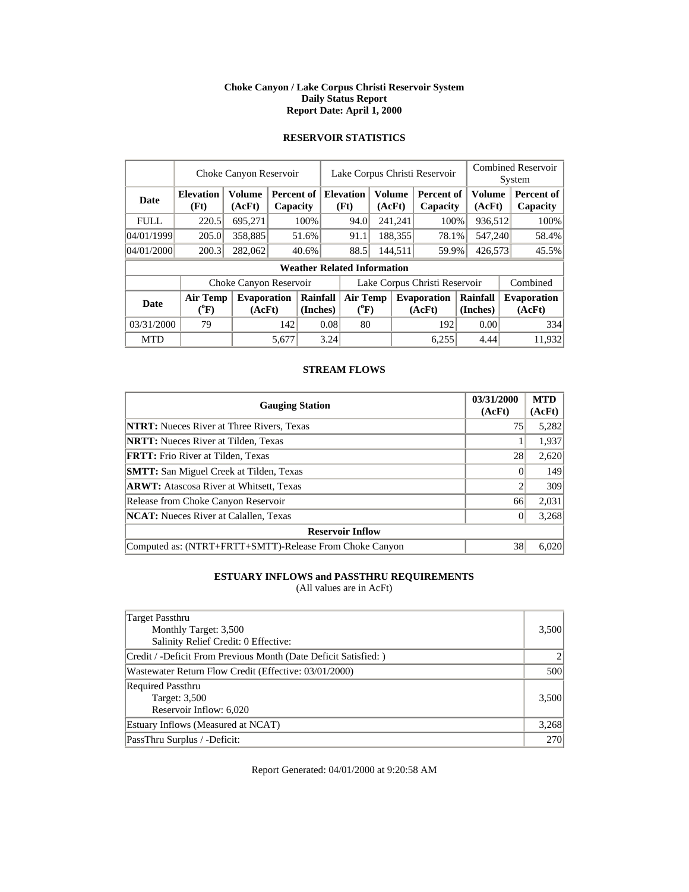**Choke Canyon / Lake Corpus Christi Reservoir System**
**Daily Status Report**
**Report Date: April 1, 2000**

## RESERVOIR STATISTICS

| | Choke Canyon Reservoir | | | Lake Corpus Christi Reservoir | | | Combined Reservoir System | |
|---|---|---|---|---|---|---|---|---|
| **Date** | **Elevation (Ft)** | **Volume (AcFt)** | **Percent of Capacity** | **Elevation (Ft)** | **Volume (AcFt)** | **Percent of Capacity** | **Volume (AcFt)** | **Percent of Capacity** |
| FULL | 220.5 | 695,271 | 100% | 94.0 | 241,241 | 100% | 936,512 | 100% |
| 04/01/1999 | 205.0 | 358,885 | 51.6% | 91.1 | 188,355 | 78.1% | 547,240 | 58.4% |
| 04/01/2000 | 200.3 | 282,062 | 40.6% | 88.5 | 144,511 | 59.9% | 426,573 | 45.5% |

**Weather Related Information**

| | Choke Canyon Reservoir | | | Lake Corpus Christi Reservoir | | | Combined |
|---|---|---|---|---|---|---|---|
| **Date** | **Air Temp (°F)** | **Evaporation (AcFt)** | **Rainfall (Inches)** | **Air Temp (°F)** | **Evaporation (AcFt)** | **Rainfall (Inches)** | **Evaporation (AcFt)** |
| 03/31/2000 | 79 | 142 | 0.08 | 80 | 192 | 0.00 | 334 |
| MTD | | 5,677 | 3.24 | | 6,255 | 4.44 | 11,932 |

## STREAM FLOWS

| Gauging Station | 03/31/2000 (AcFt) | MTD (AcFt) |
|---|---|---|
| **NTRT:** Nueces River at Three Rivers, Texas | 75 | 5,282 |
| **NRTT:** Nueces River at Tilden, Texas | 1 | 1,937 |
| **FRTT:** Frio River at Tilden, Texas | 28 | 2,620 |
| **SMTT:** San Miguel Creek at Tilden, Texas | 0 | 149 |
| **ARWT:** Atascosa River at Whitsett, Texas | 2 | 309 |
| Release from Choke Canyon Reservoir | 66 | 2,031 |
| **NCAT:** Nueces River at Calallen, Texas | 0 | 3,268 |
| **Reservoir Inflow** | | |
| Computed as: (NTRT+FRTT+SMTT)-Release From Choke Canyon | 38 | 6,020 |

## ESTUARY INFLOWS and PASSTHRU REQUIREMENTS

(All values are in AcFt)

| | |
|---|---|
| Target Passthru<br>Monthly Target: 3,500<br>Salinity Relief Credit: 0 Effective: | 3,500 |
| Credit / -Deficit From Previous Month (Date Deficit Satisfied: ) | 2 |
| Wastewater Return Flow Credit (Effective: 03/01/2000) | 500 |
| Required Passthru<br>Target: 3,500<br>Reservoir Inflow: 6,020 | 3,500 |
| Estuary Inflows (Measured at NCAT) | 3,268 |
| PassThru Surplus / -Deficit: | 270 |

Report Generated: 04/01/2000 at 9:20:58 AM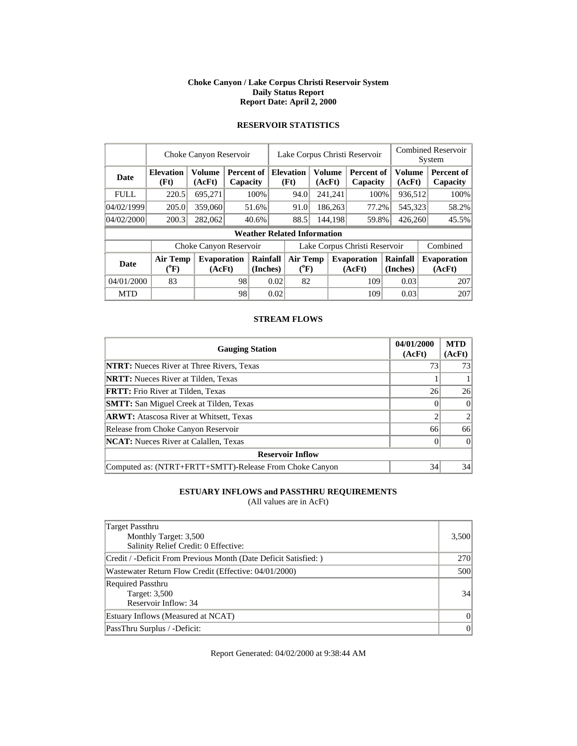# Choke Canyon / Lake Corpus Christi Reservoir System
## Daily Status Report
## Report Date: April 2, 2000

### RESERVOIR STATISTICS

| | Choke Canyon Reservoir | | | Lake Corpus Christi Reservoir | | | Combined Reservoir System | |
|---|---|---|---|---|---|---|---|---|
| **Date** | **Elevation (Ft)** | **Volume (AcFt)** | **Percent of Capacity** | **Elevation (Ft)** | **Volume (AcFt)** | **Percent of Capacity** | **Volume (AcFt)** | **Percent of Capacity** |
| FULL | 220.5 | 695,271 | 100% | 94.0 | 241,241 | 100% | 936,512 | 100% |
| 04/02/1999 | 205.0 | 359,060 | 51.6% | 91.0 | 186,263 | 77.2% | 545,323 | 58.2% |
| 04/02/2000 | 200.3 | 282,062 | 40.6% | 88.5 | 144,198 | 59.8% | 426,260 | 45.5% |

**Weather Related Information**

| | Choke Canyon Reservoir | | | Lake Corpus Christi Reservoir | | | Combined |
|---|---|---|---|---|---|---|---|
| **Date** | **Air Temp (°F)** | **Evaporation (AcFt)** | **Rainfall (Inches)** | **Air Temp (°F)** | **Evaporation (AcFt)** | **Rainfall (Inches)** | **Evaporation (AcFt)** |
| 04/01/2000 | 83 | 98 | 0.02 | 82 | 109 | 0.03 | 207 |
| MTD | | 98 | 0.02 | | 109 | 0.03 | 207 |

### STREAM FLOWS

| Gauging Station | 04/01/2000 (AcFt) | MTD (AcFt) |
|---|---|---|
| **NTRT:** Nueces River at Three Rivers, Texas | 73 | 73 |
| **NRTT:** Nueces River at Tilden, Texas | 1 | 1 |
| **FRTT:** Frio River at Tilden, Texas | 26 | 26 |
| **SMTT:** San Miguel Creek at Tilden, Texas | 0 | 0 |
| **ARWT:** Atascosa River at Whitsett, Texas | 2 | 2 |
| Release from Choke Canyon Reservoir | 66 | 66 |
| **NCAT:** Nueces River at Calallen, Texas | 0 | 0 |
| **Reservoir Inflow** | | |
| Computed as: (NTRT+FRTT+SMTT)-Release From Choke Canyon | 34 | 34 |

### ESTUARY INFLOWS and PASSTHRU REQUIREMENTS
(All values are in AcFt)

| | |
|---|---|
| Target Passthru<br>Monthly Target: 3,500<br>Salinity Relief Credit: 0 Effective: | 3,500 |
| Credit / -Deficit From Previous Month (Date Deficit Satisfied: ) | 270 |
| Wastewater Return Flow Credit (Effective: 04/01/2000) | 500 |
| Required Passthru<br>Target: 3,500<br>Reservoir Inflow: 34 | 34 |
| Estuary Inflows (Measured at NCAT) | 0 |
| PassThru Surplus / -Deficit: | 0 |

Report Generated: 04/02/2000 at 9:38:44 AM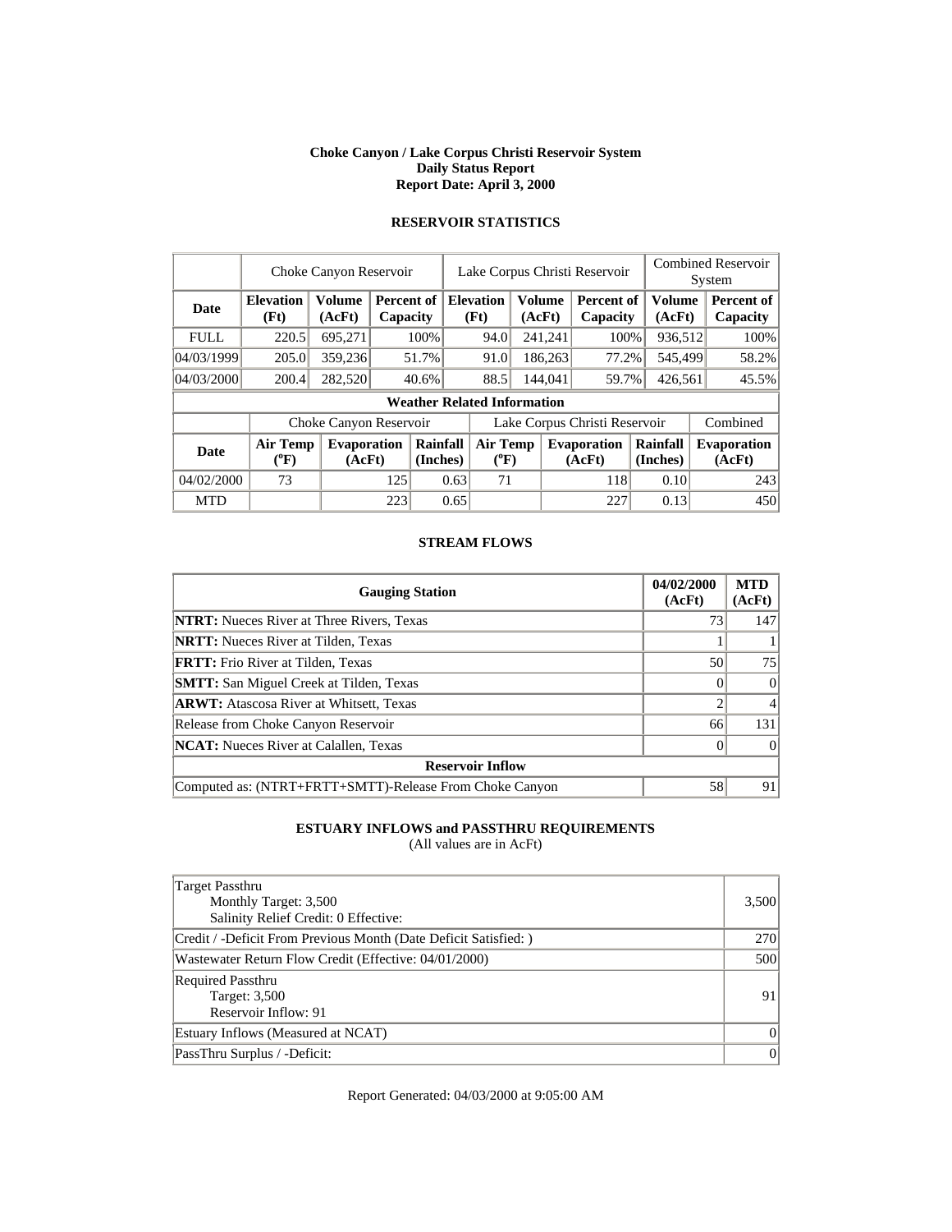**Choke Canyon / Lake Corpus Christi Reservoir System**
**Daily Status Report**
**Report Date: April 3, 2000**

## RESERVOIR STATISTICS

| | Choke Canyon Reservoir | | | Lake Corpus Christi Reservoir | | | Combined Reservoir System | |
|---|---|---|---|---|---|---|---|---|
| **Date** | **Elevation (Ft)** | **Volume (AcFt)** | **Percent of Capacity** | **Elevation (Ft)** | **Volume (AcFt)** | **Percent of Capacity** | **Volume (AcFt)** | **Percent of Capacity** |
| FULL | 220.5 | 695,271 | 100% | 94.0 | 241,241 | 100% | 936,512 | 100% |
| 04/03/1999 | 205.0 | 359,236 | 51.7% | 91.0 | 186,263 | 77.2% | 545,499 | 58.2% |
| 04/03/2000 | 200.4 | 282,520 | 40.6% | 88.5 | 144,041 | 59.7% | 426,561 | 45.5% |

**Weather Related Information**

| | Choke Canyon Reservoir | | | Lake Corpus Christi Reservoir | | | Combined |
|---|---|---|---|---|---|---|---|
| **Date** | **Air Temp (°F)** | **Evaporation (AcFt)** | **Rainfall (Inches)** | **Air Temp (°F)** | **Evaporation (AcFt)** | **Rainfall (Inches)** | **Evaporation (AcFt)** |
| 04/02/2000 | 73 | 125 | 0.63 | 71 | 118 | 0.10 | 243 |
| MTD | | 223 | 0.65 | | 227 | 0.13 | 450 |

## STREAM FLOWS

| Gauging Station | 04/02/2000 (AcFt) | MTD (AcFt) |
|---|---|---|
| **NTRT:** Nueces River at Three Rivers, Texas | 73 | 147 |
| **NRTT:** Nueces River at Tilden, Texas | 1 | 1 |
| **FRTT:** Frio River at Tilden, Texas | 50 | 75 |
| **SMTT:** San Miguel Creek at Tilden, Texas | 0 | 0 |
| **ARWT:** Atascosa River at Whitsett, Texas | 2 | 4 |
| Release from Choke Canyon Reservoir | 66 | 131 |
| **NCAT:** Nueces River at Calallen, Texas | 0 | 0 |
| **Reservoir Inflow** | | |
| Computed as: (NTRT+FRTT+SMTT)-Release From Choke Canyon | 58 | 91 |

## ESTUARY INFLOWS and PASSTHRU REQUIREMENTS

(All values are in AcFt)

| | |
|---|---|
| Target Passthru<br>Monthly Target: 3,500<br>Salinity Relief Credit: 0 Effective: | 3,500 |
| Credit / -Deficit From Previous Month (Date Deficit Satisfied: ) | 270 |
| Wastewater Return Flow Credit (Effective: 04/01/2000) | 500 |
| Required Passthru<br>Target: 3,500<br>Reservoir Inflow: 91 | 91 |
| Estuary Inflows (Measured at NCAT) | 0 |
| PassThru Surplus / -Deficit: | 0 |

Report Generated: 04/03/2000 at 9:05:00 AM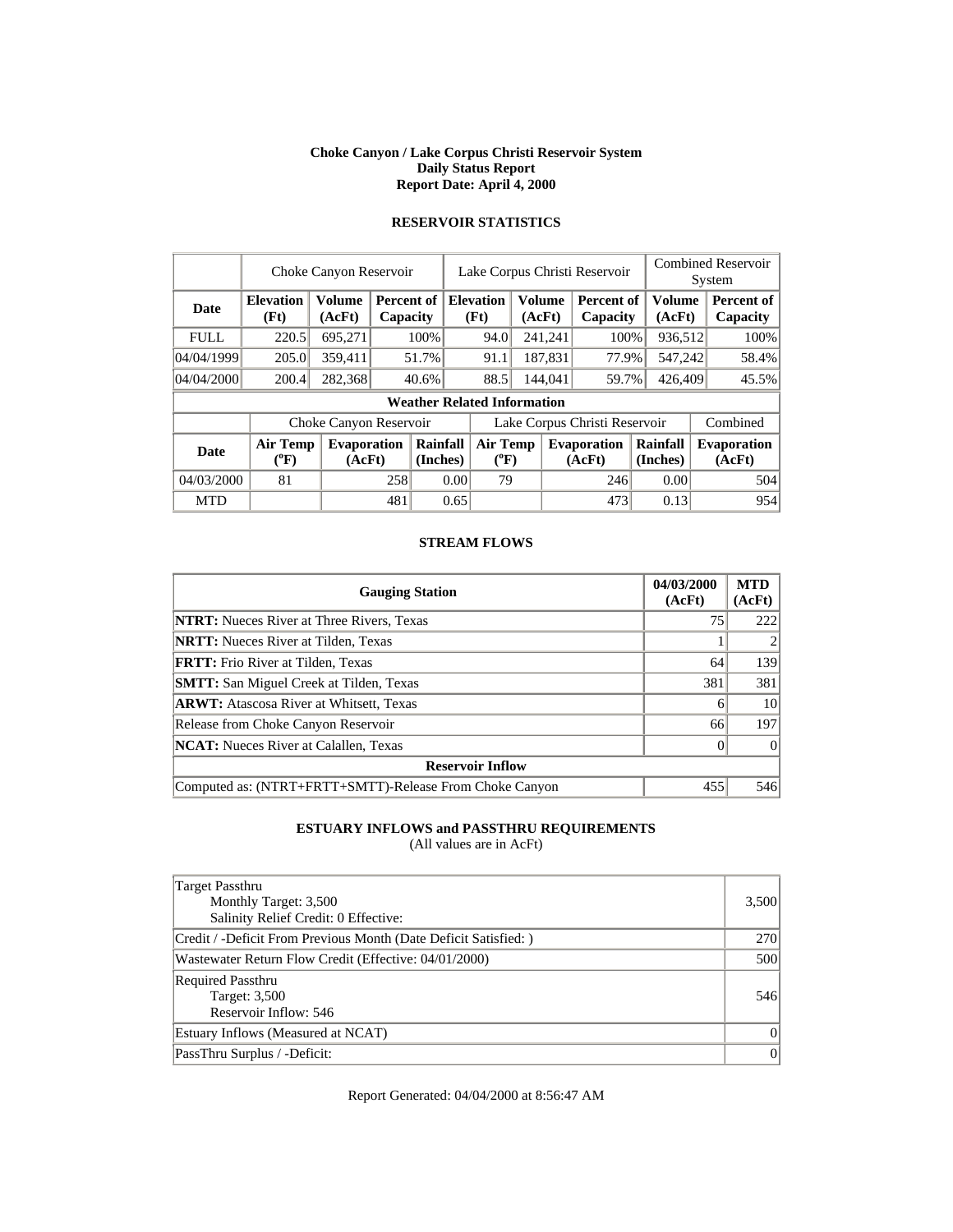**Choke Canyon / Lake Corpus Christi Reservoir System**
**Daily Status Report**
**Report Date: April 4, 2000**

## RESERVOIR STATISTICS

| | Choke Canyon Reservoir | | | Lake Corpus Christi Reservoir | | | Combined Reservoir System | |
|---|---|---|---|---|---|---|---|---|
| **Date** | **Elevation (Ft)** | **Volume (AcFt)** | **Percent of Capacity** | **Elevation (Ft)** | **Volume (AcFt)** | **Percent of Capacity** | **Volume (AcFt)** | **Percent of Capacity** |
| FULL | 220.5 | 695,271 | 100% | 94.0 | 241,241 | 100% | 936,512 | 100% |
| 04/04/1999 | 205.0 | 359,411 | 51.7% | 91.1 | 187,831 | 77.9% | 547,242 | 58.4% |
| 04/04/2000 | 200.4 | 282,368 | 40.6% | 88.5 | 144,041 | 59.7% | 426,409 | 45.5% |

**Weather Related Information**

| | Choke Canyon Reservoir | | | Lake Corpus Christi Reservoir | | | Combined |
|---|---|---|---|---|---|---|---|
| **Date** | **Air Temp (ºF)** | **Evaporation (AcFt)** | **Rainfall (Inches)** | **Air Temp (ºF)** | **Evaporation (AcFt)** | **Rainfall (Inches)** | **Evaporation (AcFt)** |
| 04/03/2000 | 81 | 258 | 0.00 | 79 | 246 | 0.00 | 504 |
| MTD | | 481 | 0.65 | | 473 | 0.13 | 954 |

## STREAM FLOWS

| Gauging Station | 04/03/2000 (AcFt) | MTD (AcFt) |
|---|---|---|
| **NTRT:** Nueces River at Three Rivers, Texas | 75 | 222 |
| **NRTT:** Nueces River at Tilden, Texas | 1 | 2 |
| **FRTT:** Frio River at Tilden, Texas | 64 | 139 |
| **SMTT:** San Miguel Creek at Tilden, Texas | 381 | 381 |
| **ARWT:** Atascosa River at Whitsett, Texas | 6 | 10 |
| Release from Choke Canyon Reservoir | 66 | 197 |
| **NCAT:** Nueces River at Calallen, Texas | 0 | 0 |
| **Reservoir Inflow** | | |
| Computed as: (NTRT+FRTT+SMTT)-Release From Choke Canyon | 455 | 546 |

## ESTUARY INFLOWS and PASSTHRU REQUIREMENTS

(All values are in AcFt)

| | |
|---|---|
| Target Passthru<br>Monthly Target: 3,500<br>Salinity Relief Credit: 0 Effective: | 3,500 |
| Credit / -Deficit From Previous Month (Date Deficit Satisfied: ) | 270 |
| Wastewater Return Flow Credit (Effective: 04/01/2000) | 500 |
| Required Passthru<br>Target: 3,500<br>Reservoir Inflow: 546 | 546 |
| Estuary Inflows (Measured at NCAT) | 0 |
| PassThru Surplus / -Deficit: | 0 |

Report Generated: 04/04/2000 at 8:56:47 AM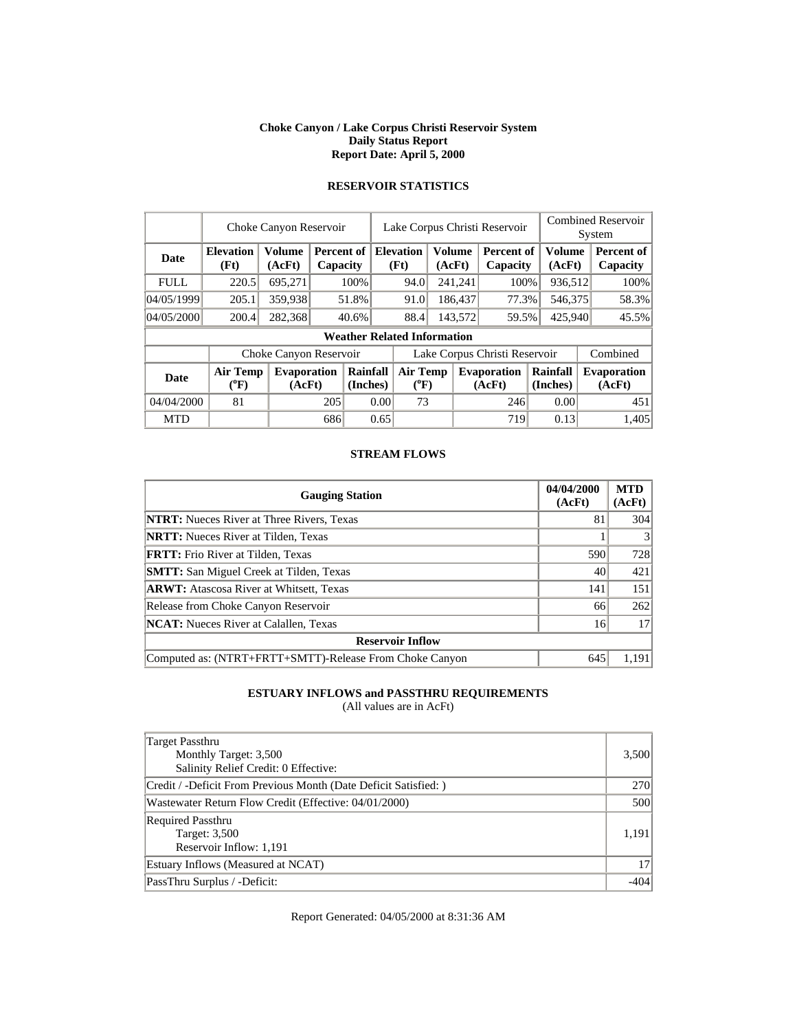**Choke Canyon / Lake Corpus Christi Reservoir System**
**Daily Status Report**
**Report Date: April 5, 2000**

## RESERVOIR STATISTICS

| | Choke Canyon Reservoir | | | Lake Corpus Christi Reservoir | | | Combined Reservoir System | |
|---|---|---|---|---|---|---|---|---|
| **Date** | **Elevation (Ft)** | **Volume (AcFt)** | **Percent of Capacity** | **Elevation (Ft)** | **Volume (AcFt)** | **Percent of Capacity** | **Volume (AcFt)** | **Percent of Capacity** |
| FULL | 220.5 | 695,271 | 100% | 94.0 | 241,241 | 100% | 936,512 | 100% |
| 04/05/1999 | 205.1 | 359,938 | 51.8% | 91.0 | 186,437 | 77.3% | 546,375 | 58.3% |
| 04/05/2000 | 200.4 | 282,368 | 40.6% | 88.4 | 143,572 | 59.5% | 425,940 | 45.5% |

**Weather Related Information**

| | Choke Canyon Reservoir | | | Lake Corpus Christi Reservoir | | | Combined |
|---|---|---|---|---|---|---|---|
| **Date** | **Air Temp (°F)** | **Evaporation (AcFt)** | **Rainfall (Inches)** | **Air Temp (°F)** | **Evaporation (AcFt)** | **Rainfall (Inches)** | **Evaporation (AcFt)** |
| 04/04/2000 | 81 | 205 | 0.00 | 73 | 246 | 0.00 | 451 |
| MTD | | 686 | 0.65 | | 719 | 0.13 | 1,405 |

## STREAM FLOWS

| **Gauging Station** | **04/04/2000 (AcFt)** | **MTD (AcFt)** |
|---|---|---|
| **NTRT:** Nueces River at Three Rivers, Texas | 81 | 304 |
| **NRTT:** Nueces River at Tilden, Texas | 1 | 3 |
| **FRTT:** Frio River at Tilden, Texas | 590 | 728 |
| **SMTT:** San Miguel Creek at Tilden, Texas | 40 | 421 |
| **ARWT:** Atascosa River at Whitsett, Texas | 141 | 151 |
| Release from Choke Canyon Reservoir | 66 | 262 |
| **NCAT:** Nueces River at Calallen, Texas | 16 | 17 |
| **Reservoir Inflow** | | |
| Computed as: (NTRT+FRTT+SMTT)-Release From Choke Canyon | 645 | 1,191 |

## ESTUARY INFLOWS and PASSTHRU REQUIREMENTS

(All values are in AcFt)

| | |
|---|---|
| Target Passthru<br>Monthly Target: 3,500<br>Salinity Relief Credit: 0 Effective: | 3,500 |
| Credit / -Deficit From Previous Month (Date Deficit Satisfied: ) | 270 |
| Wastewater Return Flow Credit (Effective: 04/01/2000) | 500 |
| Required Passthru<br>Target: 3,500<br>Reservoir Inflow: 1,191 | 1,191 |
| Estuary Inflows (Measured at NCAT) | 17 |
| PassThru Surplus / -Deficit: | -404 |

Report Generated: 04/05/2000 at 8:31:36 AM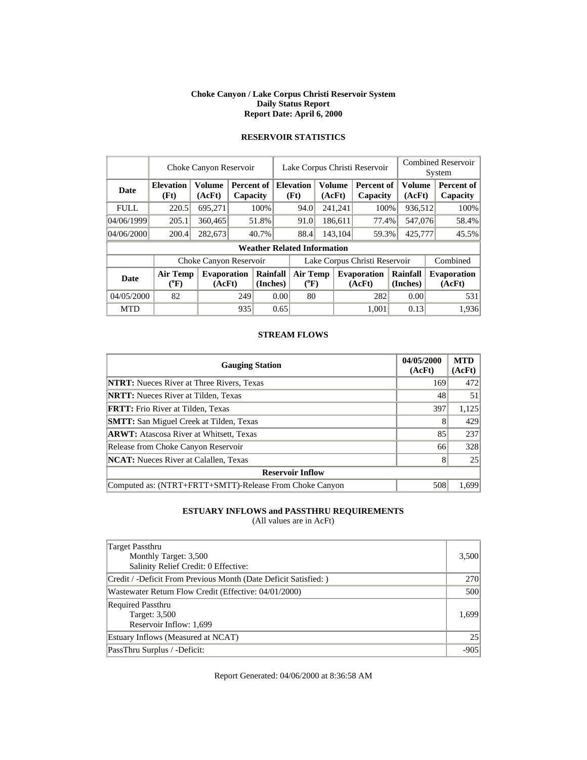# Choke Canyon / Lake Corpus Christi Reservoir System
## Daily Status Report
### Report Date: April 6, 2000

## RESERVOIR STATISTICS

| | Choke Canyon Reservoir | | | Lake Corpus Christi Reservoir | | | Combined Reservoir System | |
|---|---|---|---|---|---|---|---|---|
| **Date** | **Elevation (Ft)** | **Volume (AcFt)** | **Percent of Capacity** | **Elevation (Ft)** | **Volume (AcFt)** | **Percent of Capacity** | **Volume (AcFt)** | **Percent of Capacity** |
| FULL | 220.5 | 695,271 | 100% | 94.0 | 241,241 | 100% | 936,512 | 100% |
| 04/06/1999 | 205.1 | 360,465 | 51.8% | 91.0 | 186,611 | 77.4% | 547,076 | 58.4% |
| 04/06/2000 | 200.4 | 282,673 | 40.7% | 88.4 | 143,104 | 59.3% | 425,777 | 45.5% |

**Weather Related Information**

| | Choke Canyon Reservoir | | | Lake Corpus Christi Reservoir | | | Combined |
|---|---|---|---|---|---|---|---|
| **Date** | **Air Temp (°F)** | **Evaporation (AcFt)** | **Rainfall (Inches)** | **Air Temp (°F)** | **Evaporation (AcFt)** | **Rainfall (Inches)** | **Evaporation (AcFt)** |
| 04/05/2000 | 82 | 249 | 0.00 | 80 | 282 | 0.00 | 531 |
| MTD | | 935 | 0.65 | | 1,001 | 0.13 | 1,936 |

## STREAM FLOWS

| Gauging Station | 04/05/2000 (AcFt) | MTD (AcFt) |
|---|---|---|
| **NTRT:** Nueces River at Three Rivers, Texas | 169 | 472 |
| **NRTT:** Nueces River at Tilden, Texas | 48 | 51 |
| **FRTT:** Frio River at Tilden, Texas | 397 | 1,125 |
| **SMTT:** San Miguel Creek at Tilden, Texas | 8 | 429 |
| **ARWT:** Atascosa River at Whitsett, Texas | 85 | 237 |
| Release from Choke Canyon Reservoir | 66 | 328 |
| **NCAT:** Nueces River at Calallen, Texas | 8 | 25 |
| **Reservoir Inflow** | | |
| Computed as: (NTRT+FRTT+SMTT)-Release From Choke Canyon | 508 | 1,699 |

## ESTUARY INFLOWS and PASSTHRU REQUIREMENTS
(All values are in AcFt)

| | |
|---|---|
| Target Passthru<br>Monthly Target: 3,500<br>Salinity Relief Credit: 0 Effective: | 3,500 |
| Credit / -Deficit From Previous Month (Date Deficit Satisfied: ) | 270 |
| Wastewater Return Flow Credit (Effective: 04/01/2000) | 500 |
| Required Passthru<br>Target: 3,500<br>Reservoir Inflow: 1,699 | 1,699 |
| Estuary Inflows (Measured at NCAT) | 25 |
| PassThru Surplus / -Deficit: | -905 |

Report Generated: 04/06/2000 at 8:36:58 AM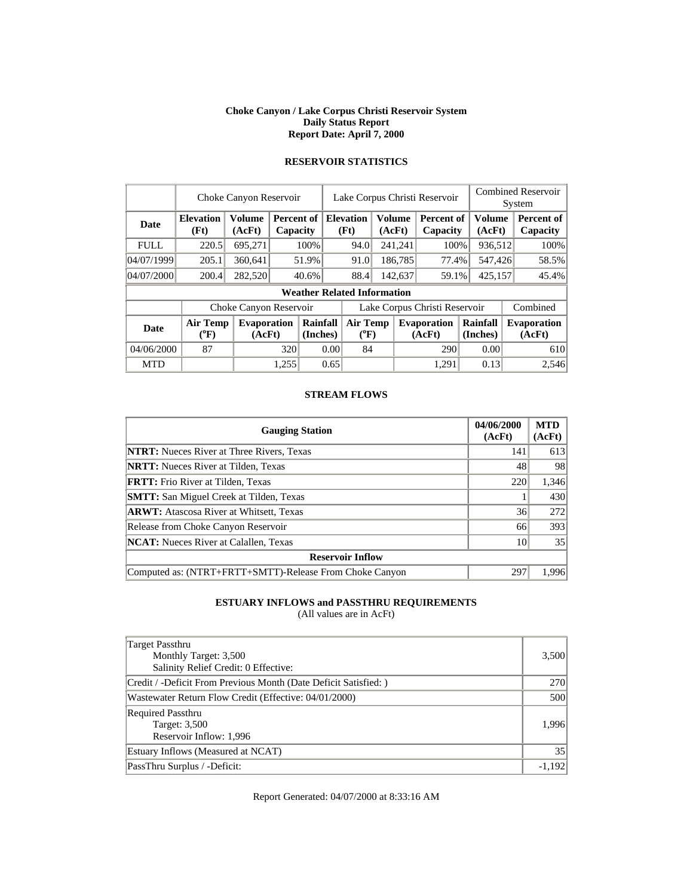**Choke Canyon / Lake Corpus Christi Reservoir System**
**Daily Status Report**
**Report Date: April 7, 2000**

## RESERVOIR STATISTICS

| | Choke Canyon Reservoir | | | Lake Corpus Christi Reservoir | | | Combined Reservoir System | |
|---|---|---|---|---|---|---|---|---|
| **Date** | **Elevation (Ft)** | **Volume (AcFt)** | **Percent of Capacity** | **Elevation (Ft)** | **Volume (AcFt)** | **Percent of Capacity** | **Volume (AcFt)** | **Percent of Capacity** |
| FULL | 220.5 | 695,271 | 100% | 94.0 | 241,241 | 100% | 936,512 | 100% |
| 04/07/1999 | 205.1 | 360,641 | 51.9% | 91.0 | 186,785 | 77.4% | 547,426 | 58.5% |
| 04/07/2000 | 200.4 | 282,520 | 40.6% | 88.4 | 142,637 | 59.1% | 425,157 | 45.4% |

**Weather Related Information**

| | Choke Canyon Reservoir | | | Lake Corpus Christi Reservoir | | | Combined |
|---|---|---|---|---|---|---|---|
| **Date** | **Air Temp (°F)** | **Evaporation (AcFt)** | **Rainfall (Inches)** | **Air Temp (°F)** | **Evaporation (AcFt)** | **Rainfall (Inches)** | **Evaporation (AcFt)** |
| 04/06/2000 | 87 | 320 | 0.00 | 84 | 290 | 0.00 | 610 |
| MTD | | 1,255 | 0.65 | | 1,291 | 0.13 | 2,546 |

## STREAM FLOWS

| Gauging Station | 04/06/2000 (AcFt) | MTD (AcFt) |
|---|---|---|
| **NTRT:** Nueces River at Three Rivers, Texas | 141 | 613 |
| **NRTT:** Nueces River at Tilden, Texas | 48 | 98 |
| **FRTT:** Frio River at Tilden, Texas | 220 | 1,346 |
| **SMTT:** San Miguel Creek at Tilden, Texas | 1 | 430 |
| **ARWT:** Atascosa River at Whitsett, Texas | 36 | 272 |
| Release from Choke Canyon Reservoir | 66 | 393 |
| **NCAT:** Nueces River at Calallen, Texas | 10 | 35 |
| **Reservoir Inflow** | | |
| Computed as: (NTRT+FRTT+SMTT)-Release From Choke Canyon | 297 | 1,996 |

## ESTUARY INFLOWS and PASSTHRU REQUIREMENTS

(All values are in AcFt)

| | |
|---|---|
| Target Passthru<br>Monthly Target: 3,500<br>Salinity Relief Credit: 0 Effective: | 3,500 |
| Credit / -Deficit From Previous Month (Date Deficit Satisfied: ) | 270 |
| Wastewater Return Flow Credit (Effective: 04/01/2000) | 500 |
| Required Passthru<br>Target: 3,500<br>Reservoir Inflow: 1,996 | 1,996 |
| Estuary Inflows (Measured at NCAT) | 35 |
| PassThru Surplus / -Deficit: | -1,192 |

Report Generated: 04/07/2000 at 8:33:16 AM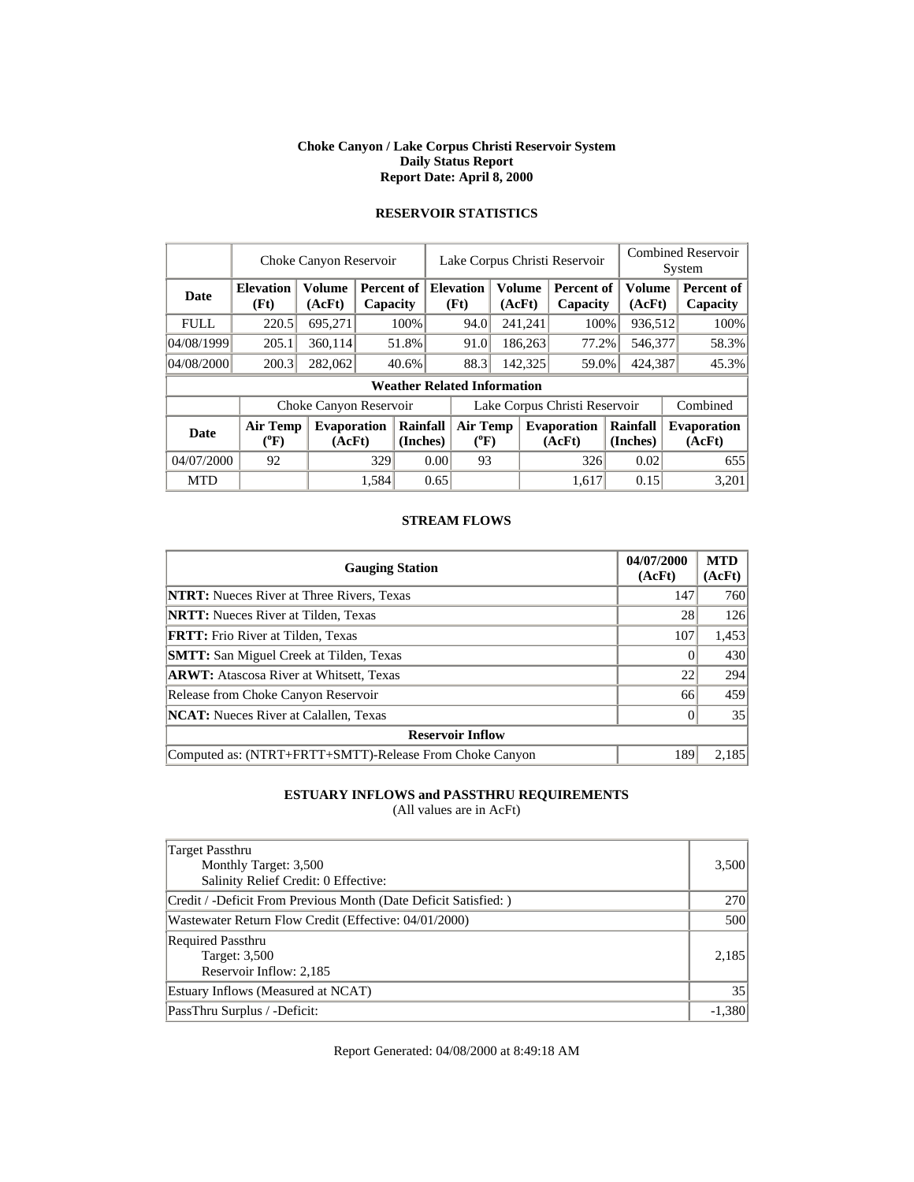**Choke Canyon / Lake Corpus Christi Reservoir System**
**Daily Status Report**
**Report Date: April 8, 2000**

## RESERVOIR STATISTICS

| | Choke Canyon Reservoir | | | Lake Corpus Christi Reservoir | | | Combined Reservoir System | |
|---|---|---|---|---|---|---|---|---|
| **Date** | **Elevation (Ft)** | **Volume (AcFt)** | **Percent of Capacity** | **Elevation (Ft)** | **Volume (AcFt)** | **Percent of Capacity** | **Volume (AcFt)** | **Percent of Capacity** |
| FULL | 220.5 | 695,271 | 100% | 94.0 | 241,241 | 100% | 936,512 | 100% |
| 04/08/1999 | 205.1 | 360,114 | 51.8% | 91.0 | 186,263 | 77.2% | 546,377 | 58.3% |
| 04/08/2000 | 200.3 | 282,062 | 40.6% | 88.3 | 142,325 | 59.0% | 424,387 | 45.3% |

**Weather Related Information**

| | Choke Canyon Reservoir | | | Lake Corpus Christi Reservoir | | | Combined |
|---|---|---|---|---|---|---|---|
| **Date** | **Air Temp (°F)** | **Evaporation (AcFt)** | **Rainfall (Inches)** | **Air Temp (°F)** | **Evaporation (AcFt)** | **Rainfall (Inches)** | **Evaporation (AcFt)** |
| 04/07/2000 | 92 | 329 | 0.00 | 93 | 326 | 0.02 | 655 |
| MTD | | 1,584 | 0.65 | | 1,617 | 0.15 | 3,201 |

## STREAM FLOWS

| Gauging Station | 04/07/2000 (AcFt) | MTD (AcFt) |
|---|---|---|
| **NTRT:** Nueces River at Three Rivers, Texas | 147 | 760 |
| **NRTT:** Nueces River at Tilden, Texas | 28 | 126 |
| **FRTT:** Frio River at Tilden, Texas | 107 | 1,453 |
| **SMTT:** San Miguel Creek at Tilden, Texas | 0 | 430 |
| **ARWT:** Atascosa River at Whitsett, Texas | 22 | 294 |
| Release from Choke Canyon Reservoir | 66 | 459 |
| **NCAT:** Nueces River at Calallen, Texas | 0 | 35 |
| **Reservoir Inflow** | | |
| Computed as: (NTRT+FRTT+SMTT)-Release From Choke Canyon | 189 | 2,185 |

## ESTUARY INFLOWS and PASSTHRU REQUIREMENTS

(All values are in AcFt)

| | |
|---|---|
| Target Passthru<br>Monthly Target: 3,500<br>Salinity Relief Credit: 0 Effective: | 3,500 |
| Credit / -Deficit From Previous Month (Date Deficit Satisfied: ) | 270 |
| Wastewater Return Flow Credit (Effective: 04/01/2000) | 500 |
| Required Passthru<br>Target: 3,500<br>Reservoir Inflow: 2,185 | 2,185 |
| Estuary Inflows (Measured at NCAT) | 35 |
| PassThru Surplus / -Deficit: | -1,380 |

Report Generated: 04/08/2000 at 8:49:18 AM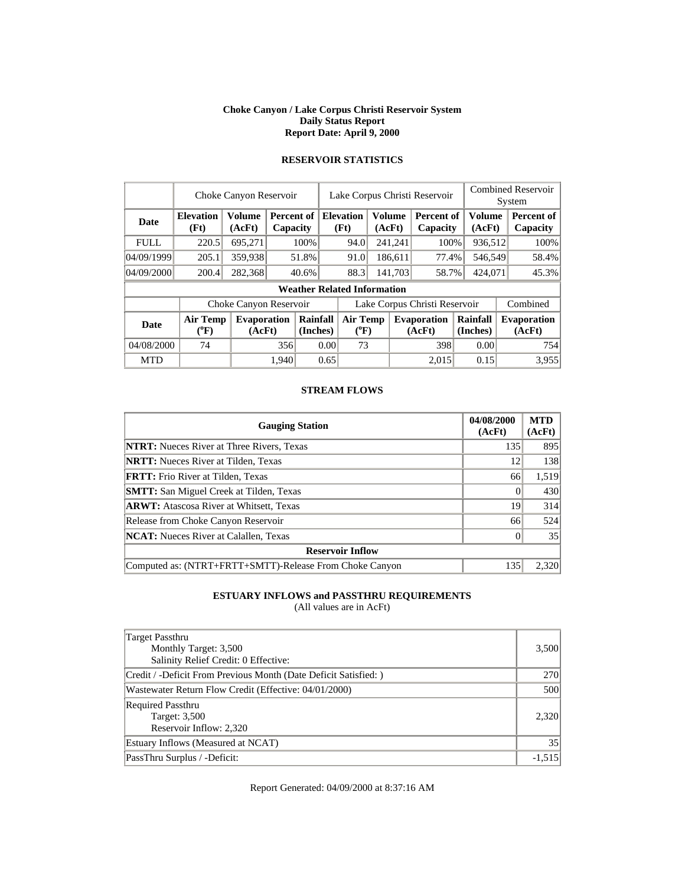**Choke Canyon / Lake Corpus Christi Reservoir System**
**Daily Status Report**
**Report Date: April 9, 2000**

## RESERVOIR STATISTICS

| | Choke Canyon Reservoir | | | Lake Corpus Christi Reservoir | | | Combined Reservoir System | |
|---|---|---|---|---|---|---|---|---|
| **Date** | **Elevation (Ft)** | **Volume (AcFt)** | **Percent of Capacity** | **Elevation (Ft)** | **Volume (AcFt)** | **Percent of Capacity** | **Volume (AcFt)** | **Percent of Capacity** |
| FULL | 220.5 | 695,271 | 100% | 94.0 | 241,241 | 100% | 936,512 | 100% |
| 04/09/1999 | 205.1 | 359,938 | 51.8% | 91.0 | 186,611 | 77.4% | 546,549 | 58.4% |
| 04/09/2000 | 200.4 | 282,368 | 40.6% | 88.3 | 141,703 | 58.7% | 424,071 | 45.3% |

**Weather Related Information**

| | Choke Canyon Reservoir | | | Lake Corpus Christi Reservoir | | | Combined |
|---|---|---|---|---|---|---|---|
| **Date** | **Air Temp (°F)** | **Evaporation (AcFt)** | **Rainfall (Inches)** | **Air Temp (°F)** | **Evaporation (AcFt)** | **Rainfall (Inches)** | **Evaporation (AcFt)** |
| 04/08/2000 | 74 | 356 | 0.00 | 73 | 398 | 0.00 | 754 |
| MTD | | 1,940 | 0.65 | | 2,015 | 0.15 | 3,955 |

## STREAM FLOWS

| Gauging Station | 04/08/2000 (AcFt) | MTD (AcFt) |
|---|---|---|
| **NTRT:** Nueces River at Three Rivers, Texas | 135 | 895 |
| **NRTT:** Nueces River at Tilden, Texas | 12 | 138 |
| **FRTT:** Frio River at Tilden, Texas | 66 | 1,519 |
| **SMTT:** San Miguel Creek at Tilden, Texas | 0 | 430 |
| **ARWT:** Atascosa River at Whitsett, Texas | 19 | 314 |
| Release from Choke Canyon Reservoir | 66 | 524 |
| **NCAT:** Nueces River at Calallen, Texas | 0 | 35 |
| **Reservoir Inflow** | | |
| Computed as: (NTRT+FRTT+SMTT)-Release From Choke Canyon | 135 | 2,320 |

## ESTUARY INFLOWS and PASSTHRU REQUIREMENTS

(All values are in AcFt)

| Item | Value |
|---|---|
| Target Passthru<br>Monthly Target: 3,500<br>Salinity Relief Credit: 0 Effective: | 3,500 |
| Credit / -Deficit From Previous Month (Date Deficit Satisfied: ) | 270 |
| Wastewater Return Flow Credit (Effective: 04/01/2000) | 500 |
| Required Passthru<br>Target: 3,500<br>Reservoir Inflow: 2,320 | 2,320 |
| Estuary Inflows (Measured at NCAT) | 35 |
| PassThru Surplus / -Deficit: | -1,515 |

Report Generated: 04/09/2000 at 8:37:16 AM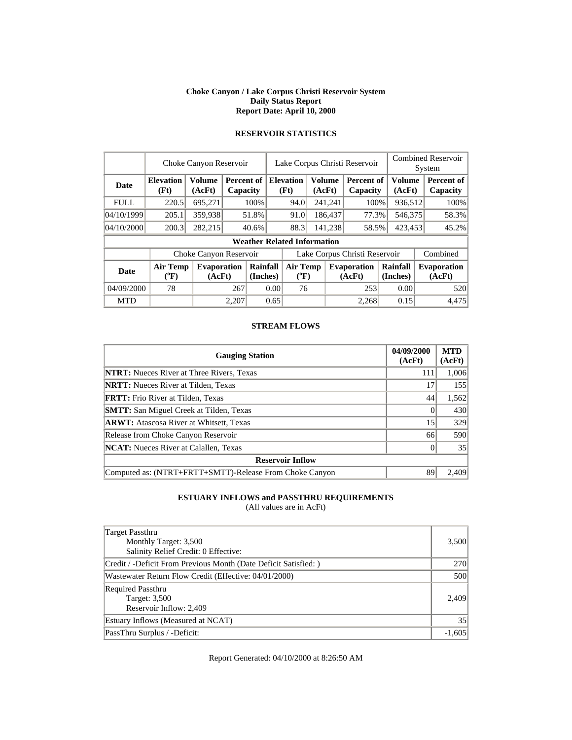**Choke Canyon / Lake Corpus Christi Reservoir System**
**Daily Status Report**
**Report Date: April 10, 2000**

## RESERVOIR STATISTICS

| | Choke Canyon Reservoir | | | Lake Corpus Christi Reservoir | | | Combined Reservoir System | |
|---|---|---|---|---|---|---|---|---|
| **Date** | **Elevation (Ft)** | **Volume (AcFt)** | **Percent of Capacity** | **Elevation (Ft)** | **Volume (AcFt)** | **Percent of Capacity** | **Volume (AcFt)** | **Percent of Capacity** |
| FULL | 220.5 | 695,271 | 100% | 94.0 | 241,241 | 100% | 936,512 | 100% |
| 04/10/1999 | 205.1 | 359,938 | 51.8% | 91.0 | 186,437 | 77.3% | 546,375 | 58.3% |
| 04/10/2000 | 200.3 | 282,215 | 40.6% | 88.3 | 141,238 | 58.5% | 423,453 | 45.2% |

**Weather Related Information**

| | Choke Canyon Reservoir | | | Lake Corpus Christi Reservoir | | | Combined |
|---|---|---|---|---|---|---|---|
| **Date** | **Air Temp (°F)** | **Evaporation (AcFt)** | **Rainfall (Inches)** | **Air Temp (°F)** | **Evaporation (AcFt)** | **Rainfall (Inches)** | **Evaporation (AcFt)** |
| 04/09/2000 | 78 | 267 | 0.00 | 76 | 253 | 0.00 | 520 |
| MTD | | 2,207 | 0.65 | | 2,268 | 0.15 | 4,475 |

## STREAM FLOWS

| Gauging Station | 04/09/2000 (AcFt) | MTD (AcFt) |
|---|---|---|
| **NTRT:** Nueces River at Three Rivers, Texas | 111 | 1,006 |
| **NRTT:** Nueces River at Tilden, Texas | 17 | 155 |
| **FRTT:** Frio River at Tilden, Texas | 44 | 1,562 |
| **SMTT:** San Miguel Creek at Tilden, Texas | 0 | 430 |
| **ARWT:** Atascosa River at Whitsett, Texas | 15 | 329 |
| Release from Choke Canyon Reservoir | 66 | 590 |
| **NCAT:** Nueces River at Calallen, Texas | 0 | 35 |
| **Reservoir Inflow** | | |
| Computed as: (NTRT+FRTT+SMTT)-Release From Choke Canyon | 89 | 2,409 |

## ESTUARY INFLOWS and PASSTHRU REQUIREMENTS

(All values are in AcFt)

| | |
|---|---|
| Target Passthru<br>Monthly Target: 3,500<br>Salinity Relief Credit: 0 Effective: | 3,500 |
| Credit / -Deficit From Previous Month (Date Deficit Satisfied: ) | 270 |
| Wastewater Return Flow Credit (Effective: 04/01/2000) | 500 |
| Required Passthru<br>Target: 3,500<br>Reservoir Inflow: 2,409 | 2,409 |
| Estuary Inflows (Measured at NCAT) | 35 |
| PassThru Surplus / -Deficit: | -1,605 |

Report Generated: 04/10/2000 at 8:26:50 AM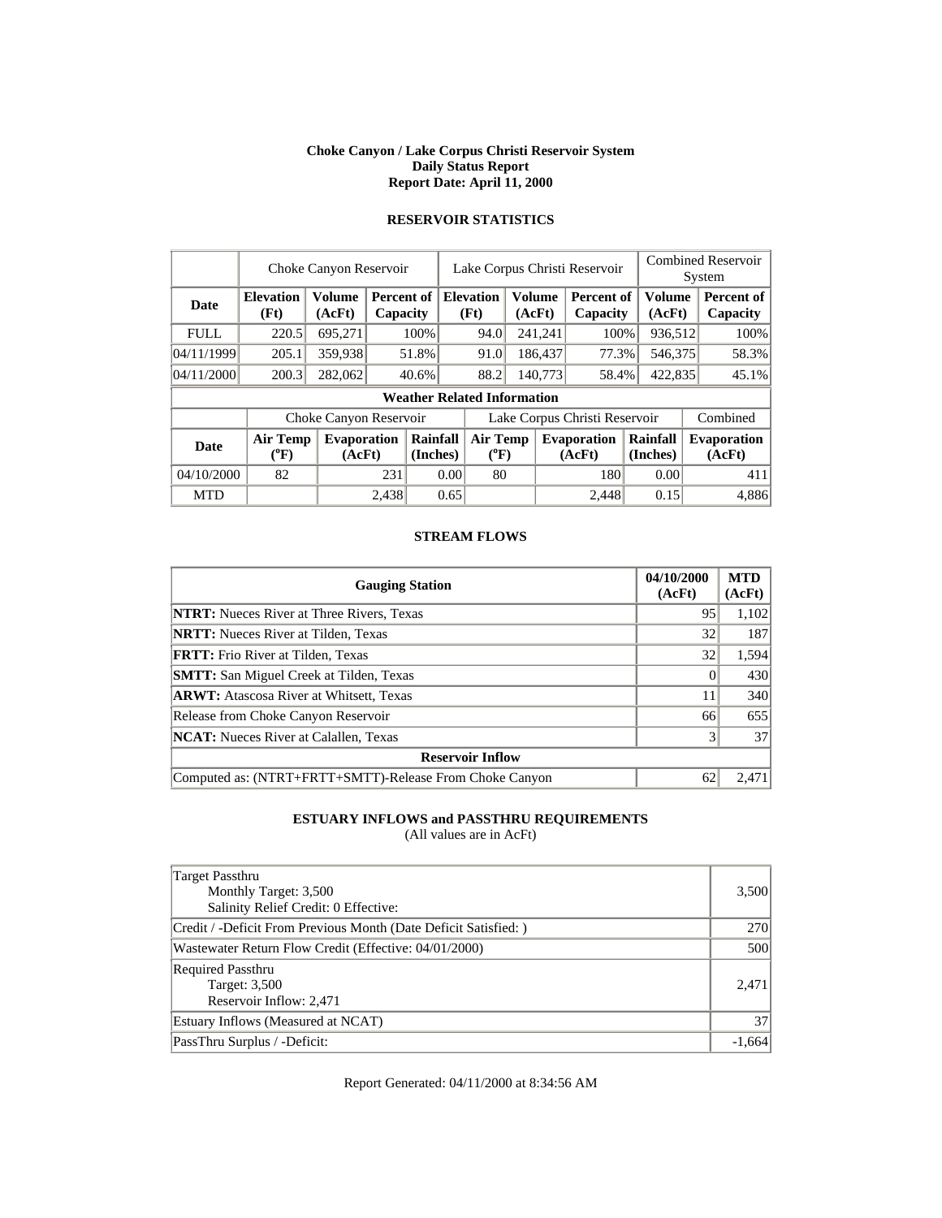**Choke Canyon / Lake Corpus Christi Reservoir System**
**Daily Status Report**
**Report Date: April 11, 2000**

## RESERVOIR STATISTICS

| | Choke Canyon Reservoir | | | Lake Corpus Christi Reservoir | | | Combined Reservoir System | |
|---|---|---|---|---|---|---|---|---|
| **Date** | **Elevation (Ft)** | **Volume (AcFt)** | **Percent of Capacity** | **Elevation (Ft)** | **Volume (AcFt)** | **Percent of Capacity** | **Volume (AcFt)** | **Percent of Capacity** |
| FULL | 220.5 | 695,271 | 100% | 94.0 | 241,241 | 100% | 936,512 | 100% |
| 04/11/1999 | 205.1 | 359,938 | 51.8% | 91.0 | 186,437 | 77.3% | 546,375 | 58.3% |
| 04/11/2000 | 200.3 | 282,062 | 40.6% | 88.2 | 140,773 | 58.4% | 422,835 | 45.1% |

**Weather Related Information**

| | Choke Canyon Reservoir | | | Lake Corpus Christi Reservoir | | | Combined |
|---|---|---|---|---|---|---|---|
| **Date** | **Air Temp (°F)** | **Evaporation (AcFt)** | **Rainfall (Inches)** | **Air Temp (°F)** | **Evaporation (AcFt)** | **Rainfall (Inches)** | **Evaporation (AcFt)** |
| 04/10/2000 | 82 | 231 | 0.00 | 80 | 180 | 0.00 | 411 |
| MTD | | 2,438 | 0.65 | | 2,448 | 0.15 | 4,886 |

## STREAM FLOWS

| Gauging Station | 04/10/2000 (AcFt) | MTD (AcFt) |
|---|---|---|
| **NTRT:** Nueces River at Three Rivers, Texas | 95 | 1,102 |
| **NRTT:** Nueces River at Tilden, Texas | 32 | 187 |
| **FRTT:** Frio River at Tilden, Texas | 32 | 1,594 |
| **SMTT:** San Miguel Creek at Tilden, Texas | 0 | 430 |
| **ARWT:** Atascosa River at Whitsett, Texas | 11 | 340 |
| Release from Choke Canyon Reservoir | 66 | 655 |
| **NCAT:** Nueces River at Calallen, Texas | 3 | 37 |
| **Reservoir Inflow** | | |
| Computed as: (NTRT+FRTT+SMTT)-Release From Choke Canyon | 62 | 2,471 |

## ESTUARY INFLOWS and PASSTHRU REQUIREMENTS

(All values are in AcFt)

| | |
|---|---|
| Target Passthru<br>Monthly Target: 3,500<br>Salinity Relief Credit: 0 Effective: | 3,500 |
| Credit / -Deficit From Previous Month (Date Deficit Satisfied: ) | 270 |
| Wastewater Return Flow Credit (Effective: 04/01/2000) | 500 |
| Required Passthru<br>Target: 3,500<br>Reservoir Inflow: 2,471 | 2,471 |
| Estuary Inflows (Measured at NCAT) | 37 |
| PassThru Surplus / -Deficit: | -1,664 |

Report Generated: 04/11/2000 at 8:34:56 AM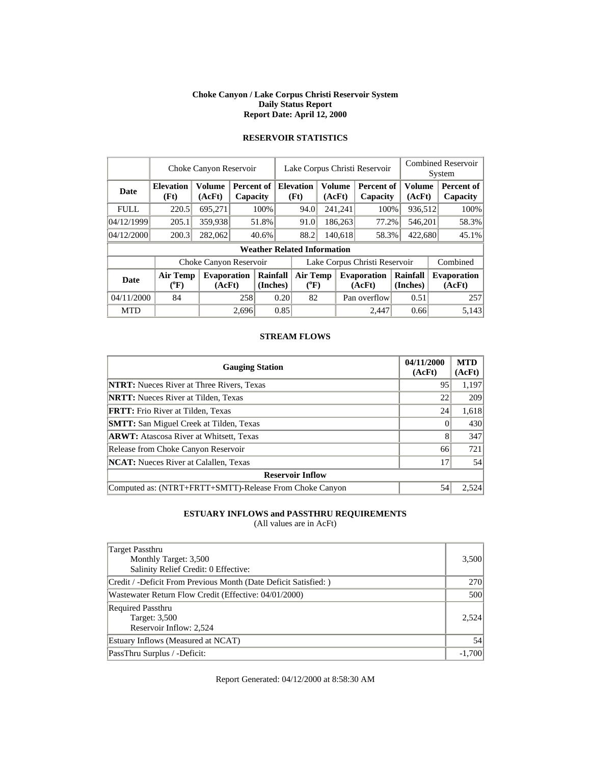**Choke Canyon / Lake Corpus Christi Reservoir System**
**Daily Status Report**
**Report Date: April 12, 2000**

## RESERVOIR STATISTICS

| | Choke Canyon Reservoir | | | Lake Corpus Christi Reservoir | | | Combined Reservoir System | |
|---|---|---|---|---|---|---|---|---|
| **Date** | **Elevation (Ft)** | **Volume (AcFt)** | **Percent of Capacity** | **Elevation (Ft)** | **Volume (AcFt)** | **Percent of Capacity** | **Volume (AcFt)** | **Percent of Capacity** |
| FULL | 220.5 | 695,271 | 100% | 94.0 | 241,241 | 100% | 936,512 | 100% |
| 04/12/1999 | 205.1 | 359,938 | 51.8% | 91.0 | 186,263 | 77.2% | 546,201 | 58.3% |
| 04/12/2000 | 200.3 | 282,062 | 40.6% | 88.2 | 140,618 | 58.3% | 422,680 | 45.1% |

**Weather Related Information**

| | Choke Canyon Reservoir | | | Lake Corpus Christi Reservoir | | | Combined |
|---|---|---|---|---|---|---|---|
| **Date** | **Air Temp (°F)** | **Evaporation (AcFt)** | **Rainfall (Inches)** | **Air Temp (°F)** | **Evaporation (AcFt)** | **Rainfall (Inches)** | **Evaporation (AcFt)** |
| 04/11/2000 | 84 | 258 | 0.20 | 82 | Pan overflow | 0.51 | 257 |
| MTD | | 2,696 | 0.85 | | 2,447 | 0.66 | 5,143 |

## STREAM FLOWS

| Gauging Station | 04/11/2000 (AcFt) | MTD (AcFt) |
|---|---|---|
| **NTRT:** Nueces River at Three Rivers, Texas | 95 | 1,197 |
| **NRTT:** Nueces River at Tilden, Texas | 22 | 209 |
| **FRTT:** Frio River at Tilden, Texas | 24 | 1,618 |
| **SMTT:** San Miguel Creek at Tilden, Texas | 0 | 430 |
| **ARWT:** Atascosa River at Whitsett, Texas | 8 | 347 |
| Release from Choke Canyon Reservoir | 66 | 721 |
| **NCAT:** Nueces River at Calallen, Texas | 17 | 54 |
| **Reservoir Inflow** | | |
| Computed as: (NTRT+FRTT+SMTT)-Release From Choke Canyon | 54 | 2,524 |

## ESTUARY INFLOWS and PASSTHRU REQUIREMENTS

(All values are in AcFt)

| | |
|---|---|
| Target Passthru<br>Monthly Target: 3,500<br>Salinity Relief Credit: 0 Effective: | 3,500 |
| Credit / -Deficit From Previous Month (Date Deficit Satisfied: ) | 270 |
| Wastewater Return Flow Credit (Effective: 04/01/2000) | 500 |
| Required Passthru<br>Target: 3,500<br>Reservoir Inflow: 2,524 | 2,524 |
| Estuary Inflows (Measured at NCAT) | 54 |
| PassThru Surplus / -Deficit: | -1,700 |

Report Generated: 04/12/2000 at 8:58:30 AM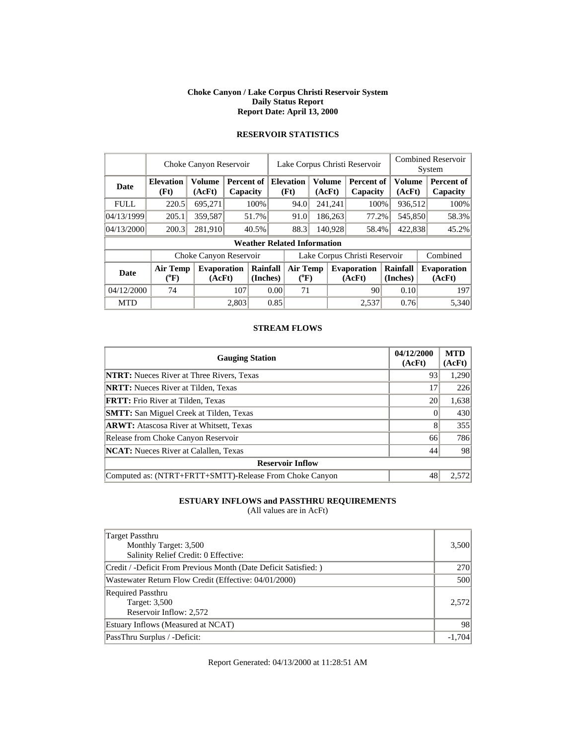**Choke Canyon / Lake Corpus Christi Reservoir System**
**Daily Status Report**
**Report Date: April 13, 2000**

## RESERVOIR STATISTICS

| | Choke Canyon Reservoir | | | Lake Corpus Christi Reservoir | | | Combined Reservoir System | |
|---|---|---|---|---|---|---|---|---|
| **Date** | **Elevation (Ft)** | **Volume (AcFt)** | **Percent of Capacity** | **Elevation (Ft)** | **Volume (AcFt)** | **Percent of Capacity** | **Volume (AcFt)** | **Percent of Capacity** |
| FULL | 220.5 | 695,271 | 100% | 94.0 | 241,241 | 100% | 936,512 | 100% |
| 04/13/1999 | 205.1 | 359,587 | 51.7% | 91.0 | 186,263 | 77.2% | 545,850 | 58.3% |
| 04/13/2000 | 200.3 | 281,910 | 40.5% | 88.3 | 140,928 | 58.4% | 422,838 | 45.2% |

**Weather Related Information**

| | Choke Canyon Reservoir | | | Lake Corpus Christi Reservoir | | | Combined |
|---|---|---|---|---|---|---|---|
| **Date** | **Air Temp (ºF)** | **Evaporation (AcFt)** | **Rainfall (Inches)** | **Air Temp (ºF)** | **Evaporation (AcFt)** | **Rainfall (Inches)** | **Evaporation (AcFt)** |
| 04/12/2000 | 74 | 107 | 0.00 | 71 | 90 | 0.10 | 197 |
| MTD | | 2,803 | 0.85 | | 2,537 | 0.76 | 5,340 |

## STREAM FLOWS

| Gauging Station | 04/12/2000 (AcFt) | MTD (AcFt) |
|---|---|---|
| **NTRT:** Nueces River at Three Rivers, Texas | 93 | 1,290 |
| **NRTT:** Nueces River at Tilden, Texas | 17 | 226 |
| **FRTT:** Frio River at Tilden, Texas | 20 | 1,638 |
| **SMTT:** San Miguel Creek at Tilden, Texas | 0 | 430 |
| **ARWT:** Atascosa River at Whitsett, Texas | 8 | 355 |
| Release from Choke Canyon Reservoir | 66 | 786 |
| **NCAT:** Nueces River at Calallen, Texas | 44 | 98 |
| **Reservoir Inflow** | | |
| Computed as: (NTRT+FRTT+SMTT)-Release From Choke Canyon | 48 | 2,572 |

## ESTUARY INFLOWS and PASSTHRU REQUIREMENTS

(All values are in AcFt)

| | |
|---|---|
| Target Passthru<br>Monthly Target: 3,500<br>Salinity Relief Credit: 0 Effective: | 3,500 |
| Credit / -Deficit From Previous Month (Date Deficit Satisfied: ) | 270 |
| Wastewater Return Flow Credit (Effective: 04/01/2000) | 500 |
| Required Passthru<br>Target: 3,500<br>Reservoir Inflow: 2,572 | 2,572 |
| Estuary Inflows (Measured at NCAT) | 98 |
| PassThru Surplus / -Deficit: | -1,704 |

Report Generated: 04/13/2000 at 11:28:51 AM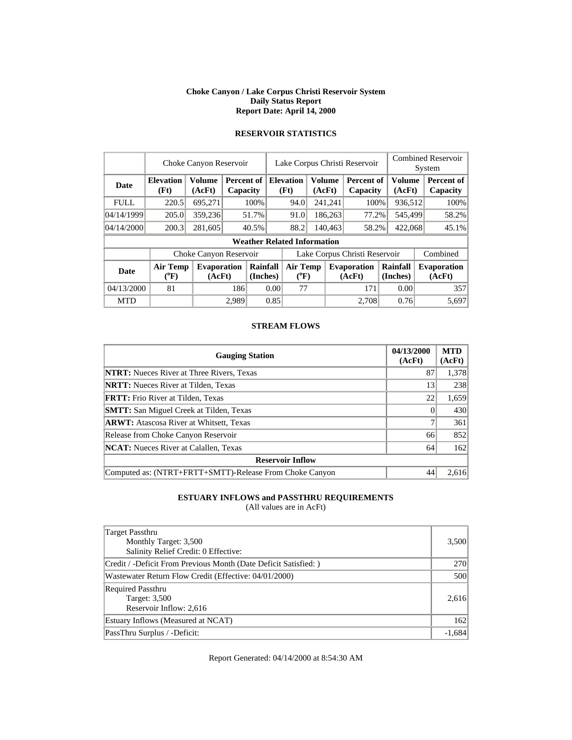**Choke Canyon / Lake Corpus Christi Reservoir System**
**Daily Status Report**
**Report Date: April 14, 2000**

## RESERVOIR STATISTICS

| | Choke Canyon Reservoir | | | Lake Corpus Christi Reservoir | | | Combined Reservoir System | |
|---|---|---|---|---|---|---|---|---|
| **Date** | **Elevation (Ft)** | **Volume (AcFt)** | **Percent of Capacity** | **Elevation (Ft)** | **Volume (AcFt)** | **Percent of Capacity** | **Volume (AcFt)** | **Percent of Capacity** |
| FULL | 220.5 | 695,271 | 100% | 94.0 | 241,241 | 100% | 936,512 | 100% |
| 04/14/1999 | 205.0 | 359,236 | 51.7% | 91.0 | 186,263 | 77.2% | 545,499 | 58.2% |
| 04/14/2000 | 200.3 | 281,605 | 40.5% | 88.2 | 140,463 | 58.2% | 422,068 | 45.1% |

**Weather Related Information**

| | Choke Canyon Reservoir | | | Lake Corpus Christi Reservoir | | | Combined |
|---|---|---|---|---|---|---|---|
| **Date** | **Air Temp (°F)** | **Evaporation (AcFt)** | **Rainfall (Inches)** | **Air Temp (°F)** | **Evaporation (AcFt)** | **Rainfall (Inches)** | **Evaporation (AcFt)** |
| 04/13/2000 | 81 | 186 | 0.00 | 77 | 171 | 0.00 | 357 |
| MTD | | 2,989 | 0.85 | | 2,708 | 0.76 | 5,697 |

## STREAM FLOWS

| Gauging Station | 04/13/2000 (AcFt) | MTD (AcFt) |
|---|---|---|
| **NTRT:** Nueces River at Three Rivers, Texas | 87 | 1,378 |
| **NRTT:** Nueces River at Tilden, Texas | 13 | 238 |
| **FRTT:** Frio River at Tilden, Texas | 22 | 1,659 |
| **SMTT:** San Miguel Creek at Tilden, Texas | 0 | 430 |
| **ARWT:** Atascosa River at Whitsett, Texas | 7 | 361 |
| Release from Choke Canyon Reservoir | 66 | 852 |
| **NCAT:** Nueces River at Calallen, Texas | 64 | 162 |
| **Reservoir Inflow** | | |
| Computed as: (NTRT+FRTT+SMTT)-Release From Choke Canyon | 44 | 2,616 |

## ESTUARY INFLOWS and PASSTHRU REQUIREMENTS

(All values are in AcFt)

| | |
|---|---|
| Target Passthru<br>Monthly Target: 3,500<br>Salinity Relief Credit: 0 Effective: | 3,500 |
| Credit / -Deficit From Previous Month (Date Deficit Satisfied: ) | 270 |
| Wastewater Return Flow Credit (Effective: 04/01/2000) | 500 |
| Required Passthru<br>Target: 3,500<br>Reservoir Inflow: 2,616 | 2,616 |
| Estuary Inflows (Measured at NCAT) | 162 |
| PassThru Surplus / -Deficit: | -1,684 |

Report Generated: 04/14/2000 at 8:54:30 AM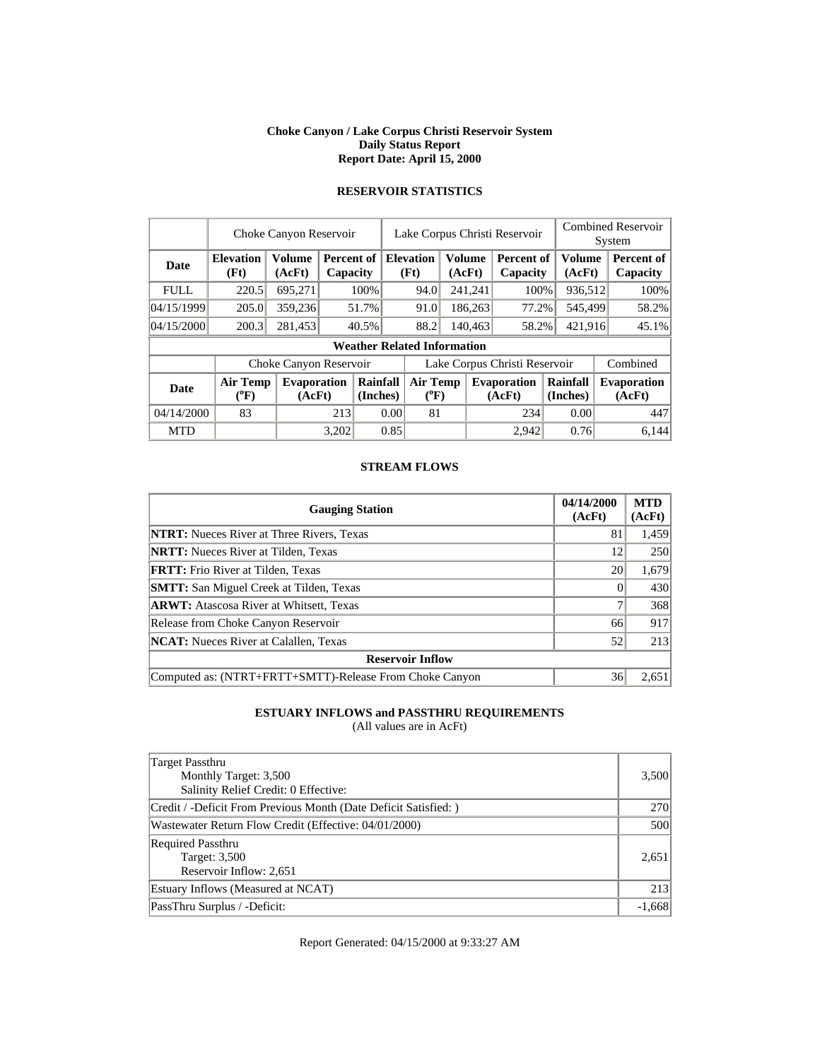**Choke Canyon / Lake Corpus Christi Reservoir System**
**Daily Status Report**
**Report Date: April 15, 2000**

## RESERVOIR STATISTICS

| | Choke Canyon Reservoir | | | Lake Corpus Christi Reservoir | | | Combined Reservoir System | |
|---|---|---|---|---|---|---|---|---|
| **Date** | **Elevation (Ft)** | **Volume (AcFt)** | **Percent of Capacity** | **Elevation (Ft)** | **Volume (AcFt)** | **Percent of Capacity** | **Volume (AcFt)** | **Percent of Capacity** |
| FULL | 220.5 | 695,271 | 100% | 94.0 | 241,241 | 100% | 936,512 | 100% |
| 04/15/1999 | 205.0 | 359,236 | 51.7% | 91.0 | 186,263 | 77.2% | 545,499 | 58.2% |
| 04/15/2000 | 200.3 | 281,453 | 40.5% | 88.2 | 140,463 | 58.2% | 421,916 | 45.1% |

**Weather Related Information**

| | Choke Canyon Reservoir | | | Lake Corpus Christi Reservoir | | | Combined |
|---|---|---|---|---|---|---|---|
| **Date** | **Air Temp (°F)** | **Evaporation (AcFt)** | **Rainfall (Inches)** | **Air Temp (°F)** | **Evaporation (AcFt)** | **Rainfall (Inches)** | **Evaporation (AcFt)** |
| 04/14/2000 | 83 | 213 | 0.00 | 81 | 234 | 0.00 | 447 |
| MTD | | 3,202 | 0.85 | | 2,942 | 0.76 | 6,144 |

## STREAM FLOWS

| Gauging Station | 04/14/2000 (AcFt) | MTD (AcFt) |
|---|---|---|
| **NTRT:** Nueces River at Three Rivers, Texas | 81 | 1,459 |
| **NRTT:** Nueces River at Tilden, Texas | 12 | 250 |
| **FRTT:** Frio River at Tilden, Texas | 20 | 1,679 |
| **SMTT:** San Miguel Creek at Tilden, Texas | 0 | 430 |
| **ARWT:** Atascosa River at Whitsett, Texas | 7 | 368 |
| Release from Choke Canyon Reservoir | 66 | 917 |
| **NCAT:** Nueces River at Calallen, Texas | 52 | 213 |
| **Reservoir Inflow** | | |
| Computed as: (NTRT+FRTT+SMTT)-Release From Choke Canyon | 36 | 2,651 |

## ESTUARY INFLOWS and PASSTHRU REQUIREMENTS
(All values are in AcFt)

| | |
|---|---|
| Target Passthru<br>Monthly Target: 3,500<br>Salinity Relief Credit: 0 Effective: | 3,500 |
| Credit / -Deficit From Previous Month (Date Deficit Satisfied: ) | 270 |
| Wastewater Return Flow Credit (Effective: 04/01/2000) | 500 |
| Required Passthru<br>Target: 3,500<br>Reservoir Inflow: 2,651 | 2,651 |
| Estuary Inflows (Measured at NCAT) | 213 |
| PassThru Surplus / -Deficit: | -1,668 |

Report Generated: 04/15/2000 at 9:33:27 AM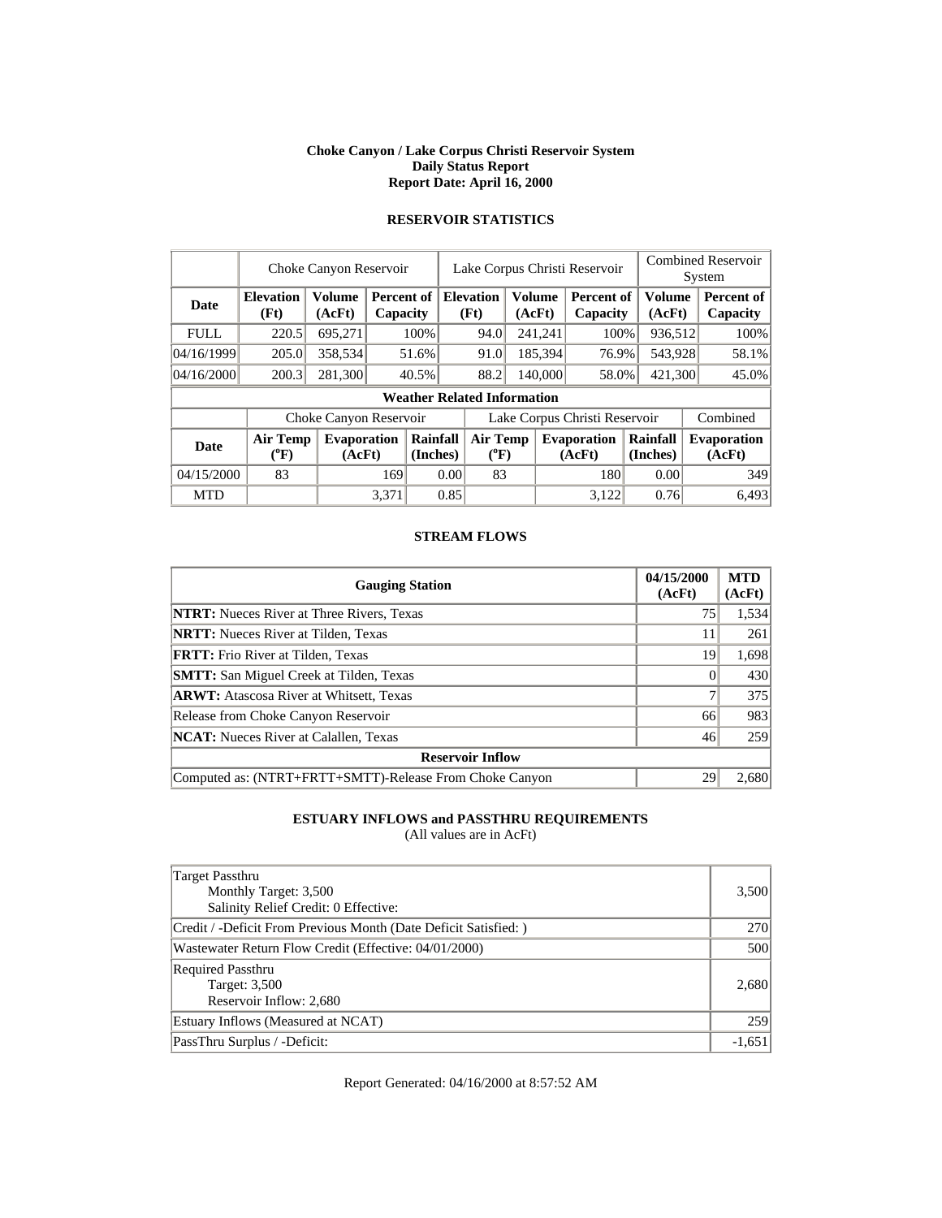**Choke Canyon / Lake Corpus Christi Reservoir System**
**Daily Status Report**
**Report Date: April 16, 2000**

## RESERVOIR STATISTICS

| | Choke Canyon Reservoir | | | Lake Corpus Christi Reservoir | | | Combined Reservoir System | |
|---|---|---|---|---|---|---|---|---|
| **Date** | **Elevation (Ft)** | **Volume (AcFt)** | **Percent of Capacity** | **Elevation (Ft)** | **Volume (AcFt)** | **Percent of Capacity** | **Volume (AcFt)** | **Percent of Capacity** |
| FULL | 220.5 | 695,271 | 100% | 94.0 | 241,241 | 100% | 936,512 | 100% |
| 04/16/1999 | 205.0 | 358,534 | 51.6% | 91.0 | 185,394 | 76.9% | 543,928 | 58.1% |
| 04/16/2000 | 200.3 | 281,300 | 40.5% | 88.2 | 140,000 | 58.0% | 421,300 | 45.0% |

**Weather Related Information**

| | Choke Canyon Reservoir | | | Lake Corpus Christi Reservoir | | | Combined |
|---|---|---|---|---|---|---|---|
| **Date** | **Air Temp (°F)** | **Evaporation (AcFt)** | **Rainfall (Inches)** | **Air Temp (°F)** | **Evaporation (AcFt)** | **Rainfall (Inches)** | **Evaporation (AcFt)** |
| 04/15/2000 | 83 | 169 | 0.00 | 83 | 180 | 0.00 | 349 |
| MTD | | 3,371 | 0.85 | | 3,122 | 0.76 | 6,493 |

## STREAM FLOWS

| Gauging Station | 04/15/2000 (AcFt) | MTD (AcFt) |
|---|---|---|
| **NTRT:** Nueces River at Three Rivers, Texas | 75 | 1,534 |
| **NRTT:** Nueces River at Tilden, Texas | 11 | 261 |
| **FRTT:** Frio River at Tilden, Texas | 19 | 1,698 |
| **SMTT:** San Miguel Creek at Tilden, Texas | 0 | 430 |
| **ARWT:** Atascosa River at Whitsett, Texas | 7 | 375 |
| Release from Choke Canyon Reservoir | 66 | 983 |
| **NCAT:** Nueces River at Calallen, Texas | 46 | 259 |
| **Reservoir Inflow** | | |
| Computed as: (NTRT+FRTT+SMTT)-Release From Choke Canyon | 29 | 2,680 |

## ESTUARY INFLOWS and PASSTHRU REQUIREMENTS

(All values are in AcFt)

| | |
|---|---|
| Target Passthru<br>Monthly Target: 3,500<br>Salinity Relief Credit: 0 Effective: | 3,500 |
| Credit / -Deficit From Previous Month (Date Deficit Satisfied: ) | 270 |
| Wastewater Return Flow Credit (Effective: 04/01/2000) | 500 |
| Required Passthru<br>Target: 3,500<br>Reservoir Inflow: 2,680 | 2,680 |
| Estuary Inflows (Measured at NCAT) | 259 |
| PassThru Surplus / -Deficit: | -1,651 |

Report Generated: 04/16/2000 at 8:57:52 AM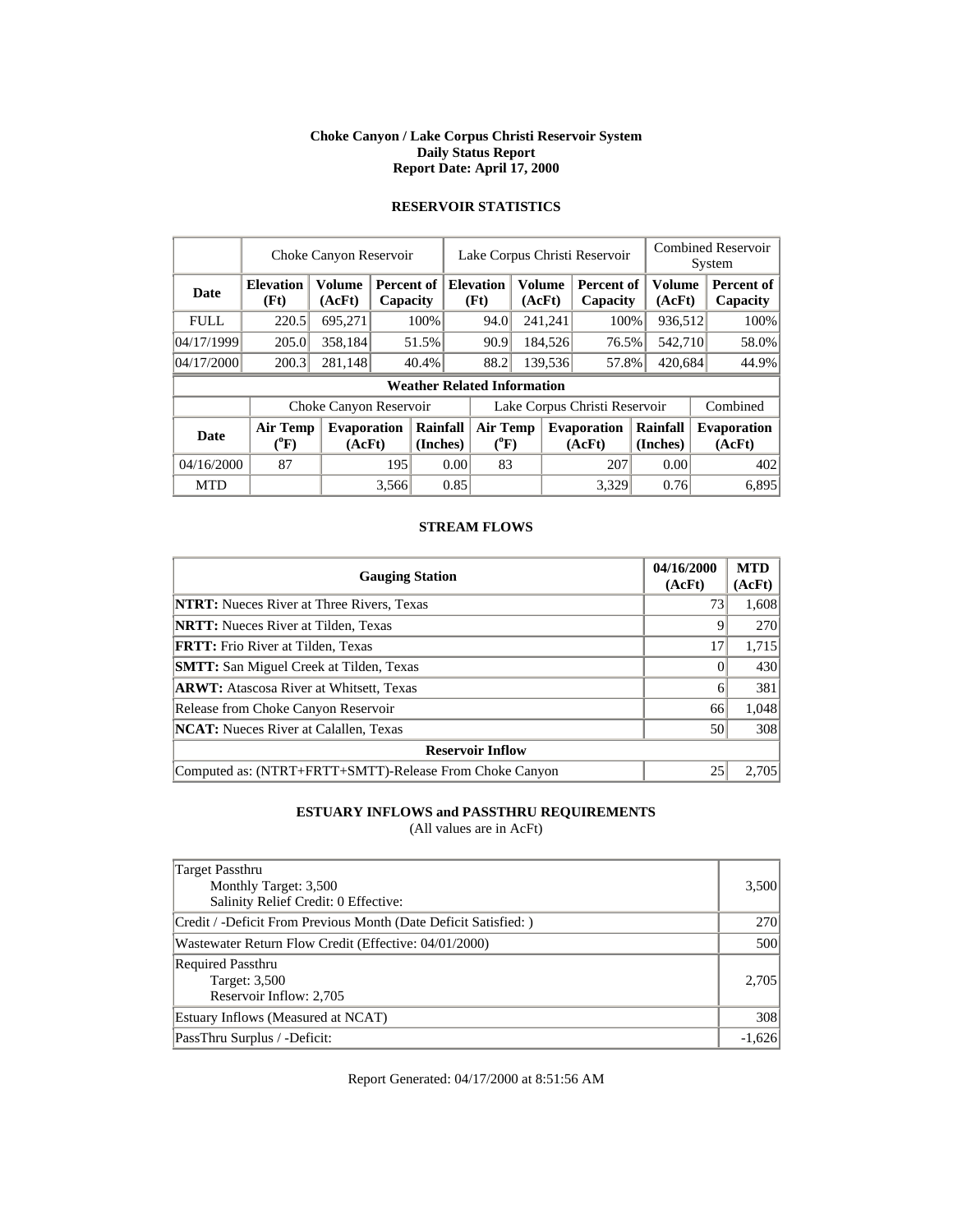**Choke Canyon / Lake Corpus Christi Reservoir System**
**Daily Status Report**
**Report Date: April 17, 2000**

## RESERVOIR STATISTICS

| | Choke Canyon Reservoir | | | Lake Corpus Christi Reservoir | | | Combined Reservoir System | |
|---|---|---|---|---|---|---|---|---|
| **Date** | **Elevation (Ft)** | **Volume (AcFt)** | **Percent of Capacity** | **Elevation (Ft)** | **Volume (AcFt)** | **Percent of Capacity** | **Volume (AcFt)** | **Percent of Capacity** |
| FULL | 220.5 | 695,271 | 100% | 94.0 | 241,241 | 100% | 936,512 | 100% |
| 04/17/1999 | 205.0 | 358,184 | 51.5% | 90.9 | 184,526 | 76.5% | 542,710 | 58.0% |
| 04/17/2000 | 200.3 | 281,148 | 40.4% | 88.2 | 139,536 | 57.8% | 420,684 | 44.9% |

**Weather Related Information**

| | Choke Canyon Reservoir | | | Lake Corpus Christi Reservoir | | | Combined |
|---|---|---|---|---|---|---|---|
| **Date** | **Air Temp (°F)** | **Evaporation (AcFt)** | **Rainfall (Inches)** | **Air Temp (°F)** | **Evaporation (AcFt)** | **Rainfall (Inches)** | **Evaporation (AcFt)** |
| 04/16/2000 | 87 | 195 | 0.00 | 83 | 207 | 0.00 | 402 |
| MTD | | 3,566 | 0.85 | | 3,329 | 0.76 | 6,895 |

## STREAM FLOWS

| Gauging Station | 04/16/2000 (AcFt) | MTD (AcFt) |
|---|---|---|
| **NTRT:** Nueces River at Three Rivers, Texas | 73 | 1,608 |
| **NRTT:** Nueces River at Tilden, Texas | 9 | 270 |
| **FRTT:** Frio River at Tilden, Texas | 17 | 1,715 |
| **SMTT:** San Miguel Creek at Tilden, Texas | 0 | 430 |
| **ARWT:** Atascosa River at Whitsett, Texas | 6 | 381 |
| Release from Choke Canyon Reservoir | 66 | 1,048 |
| **NCAT:** Nueces River at Calallen, Texas | 50 | 308 |
| **Reservoir Inflow** | | |
| Computed as: (NTRT+FRTT+SMTT)-Release From Choke Canyon | 25 | 2,705 |

## ESTUARY INFLOWS and PASSTHRU REQUIREMENTS

(All values are in AcFt)

| | |
|---|---|
| Target Passthru<br>Monthly Target: 3,500<br>Salinity Relief Credit: 0 Effective: | 3,500 |
| Credit / -Deficit From Previous Month (Date Deficit Satisfied: ) | 270 |
| Wastewater Return Flow Credit (Effective: 04/01/2000) | 500 |
| Required Passthru<br>Target: 3,500<br>Reservoir Inflow: 2,705 | 2,705 |
| Estuary Inflows (Measured at NCAT) | 308 |
| PassThru Surplus / -Deficit: | -1,626 |

Report Generated: 04/17/2000 at 8:51:56 AM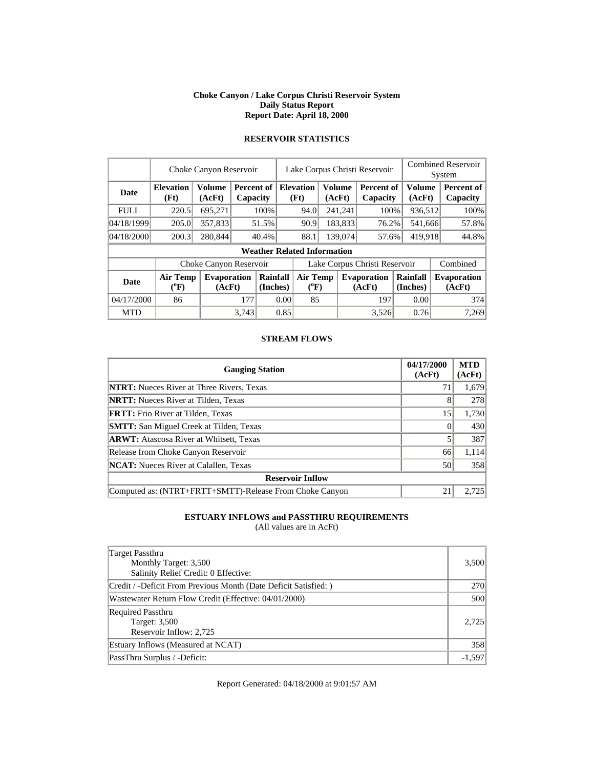# Choke Canyon / Lake Corpus Christi Reservoir System
## Daily Status Report
### Report Date: April 18, 2000

## RESERVOIR STATISTICS

| | Choke Canyon Reservoir | | | Lake Corpus Christi Reservoir | | | Combined Reservoir System | |
|---|---|---|---|---|---|---|---|---|
| **Date** | **Elevation (Ft)** | **Volume (AcFt)** | **Percent of Capacity** | **Elevation (Ft)** | **Volume (AcFt)** | **Percent of Capacity** | **Volume (AcFt)** | **Percent of Capacity** |
| FULL | 220.5 | 695,271 | 100% | 94.0 | 241,241 | 100% | 936,512 | 100% |
| 04/18/1999 | 205.0 | 357,833 | 51.5% | 90.9 | 183,833 | 76.2% | 541,666 | 57.8% |
| 04/18/2000 | 200.3 | 280,844 | 40.4% | 88.1 | 139,074 | 57.6% | 419,918 | 44.8% |

**Weather Related Information**

| | Choke Canyon Reservoir | | | Lake Corpus Christi Reservoir | | | Combined |
|---|---|---|---|---|---|---|---|
| **Date** | **Air Temp (°F)** | **Evaporation (AcFt)** | **Rainfall (Inches)** | **Air Temp (°F)** | **Evaporation (AcFt)** | **Rainfall (Inches)** | **Evaporation (AcFt)** |
| 04/17/2000 | 86 | 177 | 0.00 | 85 | 197 | 0.00 | 374 |
| MTD | | 3,743 | 0.85 | | 3,526 | 0.76 | 7,269 |

## STREAM FLOWS

| Gauging Station | 04/17/2000 (AcFt) | MTD (AcFt) |
|---|---|---|
| **NTRT:** Nueces River at Three Rivers, Texas | 71 | 1,679 |
| **NRTT:** Nueces River at Tilden, Texas | 8 | 278 |
| **FRTT:** Frio River at Tilden, Texas | 15 | 1,730 |
| **SMTT:** San Miguel Creek at Tilden, Texas | 0 | 430 |
| **ARWT:** Atascosa River at Whitsett, Texas | 5 | 387 |
| Release from Choke Canyon Reservoir | 66 | 1,114 |
| **NCAT:** Nueces River at Calallen, Texas | 50 | 358 |
| **Reservoir Inflow** | | |
| Computed as: (NTRT+FRTT+SMTT)-Release From Choke Canyon | 21 | 2,725 |

## ESTUARY INFLOWS and PASSTHRU REQUIREMENTS
(All values are in AcFt)

| | |
|---|---|
| Target Passthru<br>Monthly Target: 3,500<br>Salinity Relief Credit: 0 Effective: | 3,500 |
| Credit / -Deficit From Previous Month (Date Deficit Satisfied: ) | 270 |
| Wastewater Return Flow Credit (Effective: 04/01/2000) | 500 |
| Required Passthru<br>Target: 3,500<br>Reservoir Inflow: 2,725 | 2,725 |
| Estuary Inflows (Measured at NCAT) | 358 |
| PassThru Surplus / -Deficit: | -1,597 |

Report Generated: 04/18/2000 at 9:01:57 AM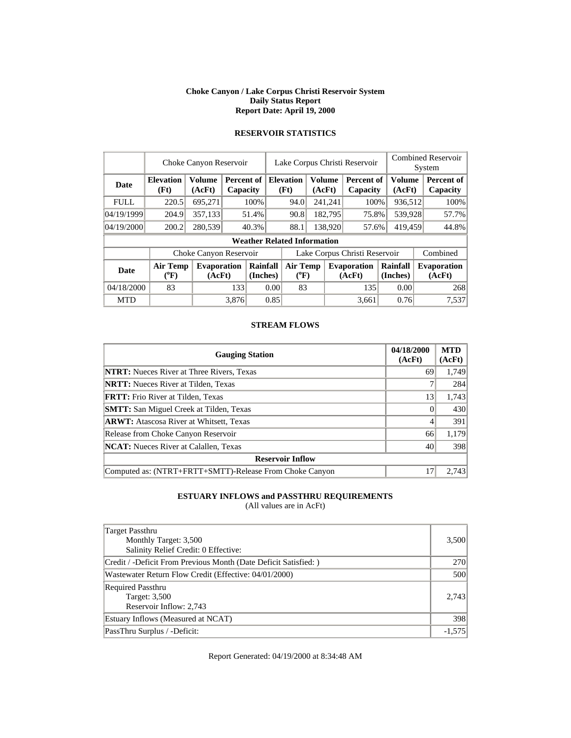**Choke Canyon / Lake Corpus Christi Reservoir System**
**Daily Status Report**
**Report Date: April 19, 2000**

## RESERVOIR STATISTICS

| | Choke Canyon Reservoir | | | Lake Corpus Christi Reservoir | | | Combined Reservoir System | |
|---|---|---|---|---|---|---|---|---|
| **Date** | **Elevation (Ft)** | **Volume (AcFt)** | **Percent of Capacity** | **Elevation (Ft)** | **Volume (AcFt)** | **Percent of Capacity** | **Volume (AcFt)** | **Percent of Capacity** |
| FULL | 220.5 | 695,271 | 100% | 94.0 | 241,241 | 100% | 936,512 | 100% |
| 04/19/1999 | 204.9 | 357,133 | 51.4% | 90.8 | 182,795 | 75.8% | 539,928 | 57.7% |
| 04/19/2000 | 200.2 | 280,539 | 40.3% | 88.1 | 138,920 | 57.6% | 419,459 | 44.8% |

**Weather Related Information**

| | Choke Canyon Reservoir | | | Lake Corpus Christi Reservoir | | | Combined |
|---|---|---|---|---|---|---|---|
| **Date** | **Air Temp (°F)** | **Evaporation (AcFt)** | **Rainfall (Inches)** | **Air Temp (°F)** | **Evaporation (AcFt)** | **Rainfall (Inches)** | **Evaporation (AcFt)** |
| 04/18/2000 | 83 | 133 | 0.00 | 83 | 135 | 0.00 | 268 |
| MTD | | 3,876 | 0.85 | | 3,661 | 0.76 | 7,537 |

## STREAM FLOWS

| Gauging Station | 04/18/2000 (AcFt) | MTD (AcFt) |
|---|---|---|
| **NTRT:** Nueces River at Three Rivers, Texas | 69 | 1,749 |
| **NRTT:** Nueces River at Tilden, Texas | 7 | 284 |
| **FRTT:** Frio River at Tilden, Texas | 13 | 1,743 |
| **SMTT:** San Miguel Creek at Tilden, Texas | 0 | 430 |
| **ARWT:** Atascosa River at Whitsett, Texas | 4 | 391 |
| Release from Choke Canyon Reservoir | 66 | 1,179 |
| **NCAT:** Nueces River at Calallen, Texas | 40 | 398 |
| **Reservoir Inflow** | | |
| Computed as: (NTRT+FRTT+SMTT)-Release From Choke Canyon | 17 | 2,743 |

## ESTUARY INFLOWS and PASSTHRU REQUIREMENTS

(All values are in AcFt)

| | |
|---|---|
| Target Passthru<br>Monthly Target: 3,500<br>Salinity Relief Credit: 0 Effective: | 3,500 |
| Credit / -Deficit From Previous Month (Date Deficit Satisfied: ) | 270 |
| Wastewater Return Flow Credit (Effective: 04/01/2000) | 500 |
| Required Passthru<br>Target: 3,500<br>Reservoir Inflow: 2,743 | 2,743 |
| Estuary Inflows (Measured at NCAT) | 398 |
| PassThru Surplus / -Deficit: | -1,575 |

Report Generated: 04/19/2000 at 8:34:48 AM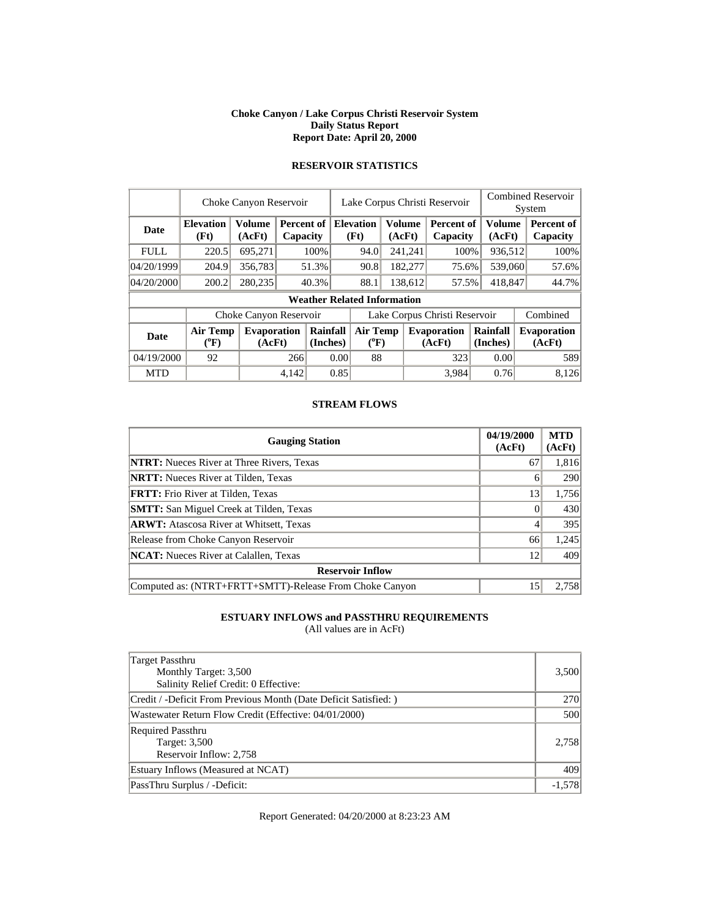**Choke Canyon / Lake Corpus Christi Reservoir System**
**Daily Status Report**
**Report Date: April 20, 2000**

## RESERVOIR STATISTICS

| | Choke Canyon Reservoir | | | Lake Corpus Christi Reservoir | | | Combined Reservoir System | |
|---|---|---|---|---|---|---|---|---|
| **Date** | **Elevation (Ft)** | **Volume (AcFt)** | **Percent of Capacity** | **Elevation (Ft)** | **Volume (AcFt)** | **Percent of Capacity** | **Volume (AcFt)** | **Percent of Capacity** |
| FULL | 220.5 | 695,271 | 100% | 94.0 | 241,241 | 100% | 936,512 | 100% |
| 04/20/1999 | 204.9 | 356,783 | 51.3% | 90.8 | 182,277 | 75.6% | 539,060 | 57.6% |
| 04/20/2000 | 200.2 | 280,235 | 40.3% | 88.1 | 138,612 | 57.5% | 418,847 | 44.7% |

**Weather Related Information**

| | Choke Canyon Reservoir | | | Lake Corpus Christi Reservoir | | | Combined |
|---|---|---|---|---|---|---|---|
| **Date** | **Air Temp (°F)** | **Evaporation (AcFt)** | **Rainfall (Inches)** | **Air Temp (°F)** | **Evaporation (AcFt)** | **Rainfall (Inches)** | **Evaporation (AcFt)** |
| 04/19/2000 | 92 | 266 | 0.00 | 88 | 323 | 0.00 | 589 |
| MTD | | 4,142 | 0.85 | | 3,984 | 0.76 | 8,126 |

## STREAM FLOWS

| Gauging Station | 04/19/2000 (AcFt) | MTD (AcFt) |
|---|---|---|
| **NTRT:** Nueces River at Three Rivers, Texas | 67 | 1,816 |
| **NRTT:** Nueces River at Tilden, Texas | 6 | 290 |
| **FRTT:** Frio River at Tilden, Texas | 13 | 1,756 |
| **SMTT:** San Miguel Creek at Tilden, Texas | 0 | 430 |
| **ARWT:** Atascosa River at Whitsett, Texas | 4 | 395 |
| Release from Choke Canyon Reservoir | 66 | 1,245 |
| **NCAT:** Nueces River at Calallen, Texas | 12 | 409 |
| **Reservoir Inflow** | | |
| Computed as: (NTRT+FRTT+SMTT)-Release From Choke Canyon | 15 | 2,758 |

## ESTUARY INFLOWS and PASSTHRU REQUIREMENTS

(All values are in AcFt)

| | |
|---|---|
| Target Passthru<br>Monthly Target: 3,500<br>Salinity Relief Credit: 0 Effective: | 3,500 |
| Credit / -Deficit From Previous Month (Date Deficit Satisfied: ) | 270 |
| Wastewater Return Flow Credit (Effective: 04/01/2000) | 500 |
| Required Passthru<br>Target: 3,500<br>Reservoir Inflow: 2,758 | 2,758 |
| Estuary Inflows (Measured at NCAT) | 409 |
| PassThru Surplus / -Deficit: | -1,578 |

Report Generated: 04/20/2000 at 8:23:23 AM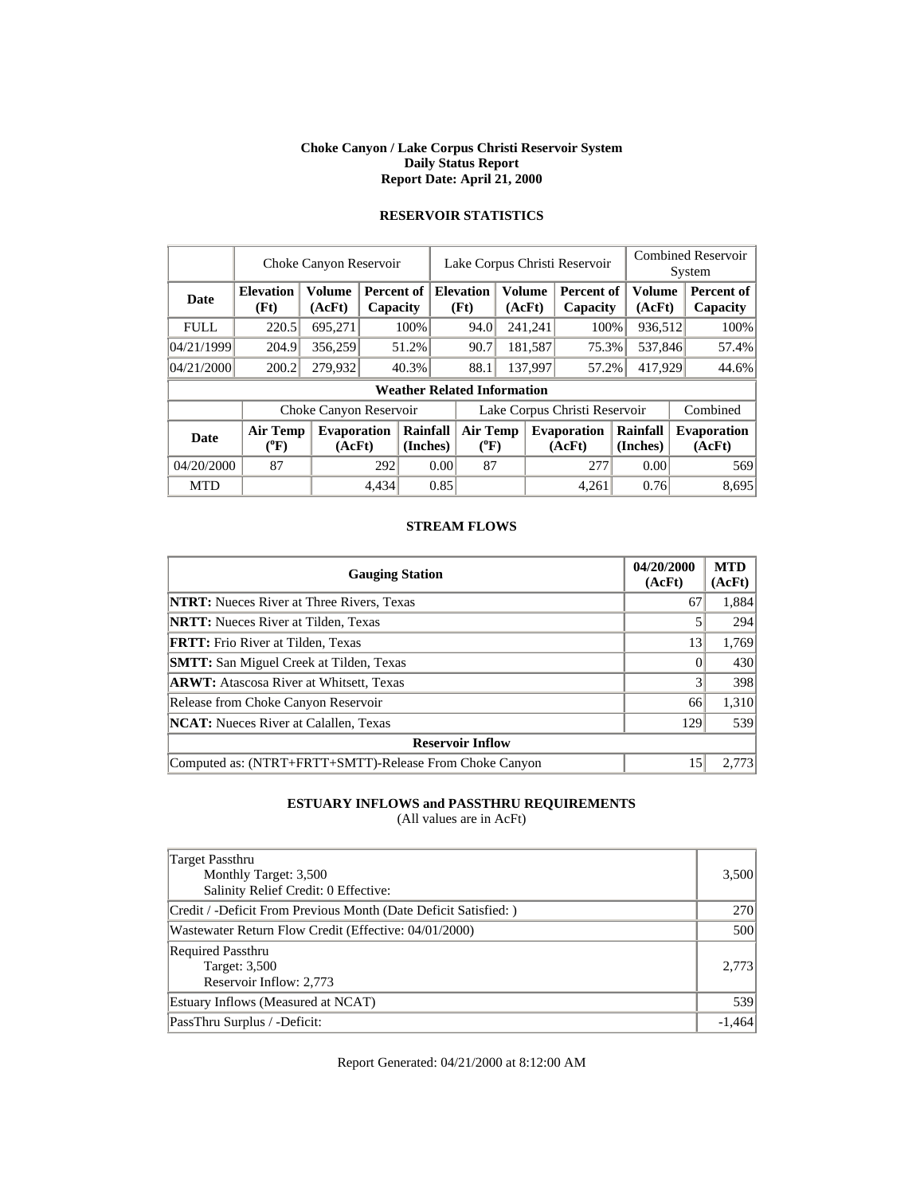**Choke Canyon / Lake Corpus Christi Reservoir System**
**Daily Status Report**
**Report Date: April 21, 2000**

## RESERVOIR STATISTICS

| | Choke Canyon Reservoir | | | Lake Corpus Christi Reservoir | | | Combined Reservoir System | |
|---|---|---|---|---|---|---|---|---|
| **Date** | **Elevation (Ft)** | **Volume (AcFt)** | **Percent of Capacity** | **Elevation (Ft)** | **Volume (AcFt)** | **Percent of Capacity** | **Volume (AcFt)** | **Percent of Capacity** |
| FULL | 220.5 | 695,271 | 100% | 94.0 | 241,241 | 100% | 936,512 | 100% |
| 04/21/1999 | 204.9 | 356,259 | 51.2% | 90.7 | 181,587 | 75.3% | 537,846 | 57.4% |
| 04/21/2000 | 200.2 | 279,932 | 40.3% | 88.1 | 137,997 | 57.2% | 417,929 | 44.6% |

**Weather Related Information**

| | Choke Canyon Reservoir | | | Lake Corpus Christi Reservoir | | | Combined |
|---|---|---|---|---|---|---|---|
| **Date** | **Air Temp (°F)** | **Evaporation (AcFt)** | **Rainfall (Inches)** | **Air Temp (°F)** | **Evaporation (AcFt)** | **Rainfall (Inches)** | **Evaporation (AcFt)** |
| 04/20/2000 | 87 | 292 | 0.00 | 87 | 277 | 0.00 | 569 |
| MTD | | 4,434 | 0.85 | | 4,261 | 0.76 | 8,695 |

## STREAM FLOWS

| Gauging Station | 04/20/2000 (AcFt) | MTD (AcFt) |
|---|---|---|
| **NTRT:** Nueces River at Three Rivers, Texas | 67 | 1,884 |
| **NRTT:** Nueces River at Tilden, Texas | 5 | 294 |
| **FRTT:** Frio River at Tilden, Texas | 13 | 1,769 |
| **SMTT:** San Miguel Creek at Tilden, Texas | 0 | 430 |
| **ARWT:** Atascosa River at Whitsett, Texas | 3 | 398 |
| Release from Choke Canyon Reservoir | 66 | 1,310 |
| **NCAT:** Nueces River at Calallen, Texas | 129 | 539 |
| **Reservoir Inflow** | | |
| Computed as: (NTRT+FRTT+SMTT)-Release From Choke Canyon | 15 | 2,773 |

## ESTUARY INFLOWS and PASSTHRU REQUIREMENTS

(All values are in AcFt)

| | |
|---|---|
| Target Passthru<br>Monthly Target: 3,500<br>Salinity Relief Credit: 0 Effective: | 3,500 |
| Credit / -Deficit From Previous Month (Date Deficit Satisfied: ) | 270 |
| Wastewater Return Flow Credit (Effective: 04/01/2000) | 500 |
| Required Passthru<br>Target: 3,500<br>Reservoir Inflow: 2,773 | 2,773 |
| Estuary Inflows (Measured at NCAT) | 539 |
| PassThru Surplus / -Deficit: | -1,464 |

Report Generated: 04/21/2000 at 8:12:00 AM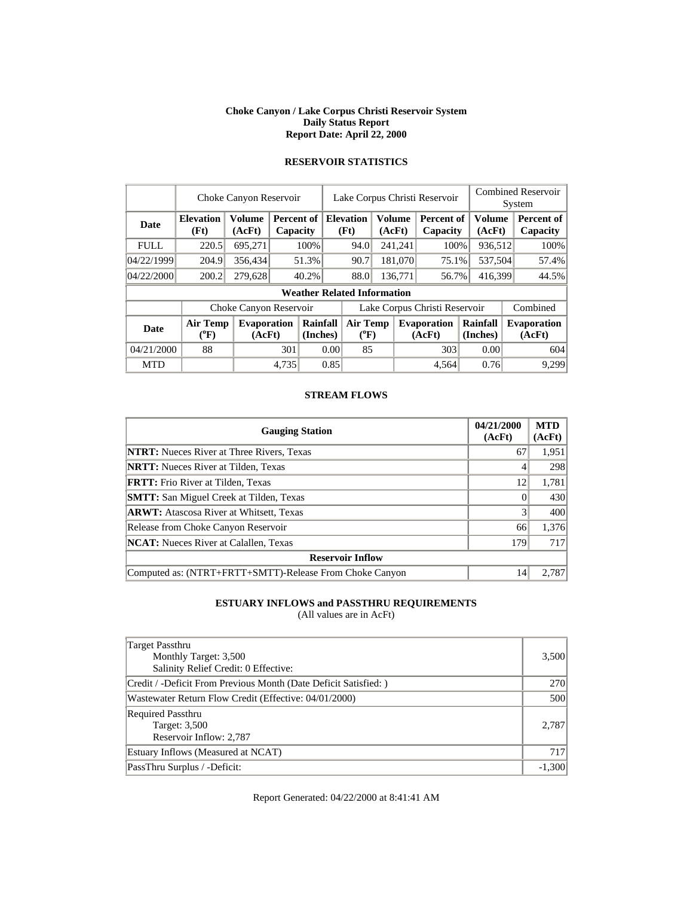**Choke Canyon / Lake Corpus Christi Reservoir System**
**Daily Status Report**
**Report Date: April 22, 2000**

## RESERVOIR STATISTICS

| | Choke Canyon Reservoir | | | Lake Corpus Christi Reservoir | | | Combined Reservoir System | |
|---|---|---|---|---|---|---|---|---|
| **Date** | **Elevation (Ft)** | **Volume (AcFt)** | **Percent of Capacity** | **Elevation (Ft)** | **Volume (AcFt)** | **Percent of Capacity** | **Volume (AcFt)** | **Percent of Capacity** |
| FULL | 220.5 | 695,271 | 100% | 94.0 | 241,241 | 100% | 936,512 | 100% |
| 04/22/1999 | 204.9 | 356,434 | 51.3% | 90.7 | 181,070 | 75.1% | 537,504 | 57.4% |
| 04/22/2000 | 200.2 | 279,628 | 40.2% | 88.0 | 136,771 | 56.7% | 416,399 | 44.5% |

**Weather Related Information**

| | Choke Canyon Reservoir | | | Lake Corpus Christi Reservoir | | | Combined |
|---|---|---|---|---|---|---|---|
| **Date** | **Air Temp (°F)** | **Evaporation (AcFt)** | **Rainfall (Inches)** | **Air Temp (°F)** | **Evaporation (AcFt)** | **Rainfall (Inches)** | **Evaporation (AcFt)** |
| 04/21/2000 | 88 | 301 | 0.00 | 85 | 303 | 0.00 | 604 |
| MTD | | 4,735 | 0.85 | | 4,564 | 0.76 | 9,299 |

## STREAM FLOWS

| Gauging Station | 04/21/2000 (AcFt) | MTD (AcFt) |
|---|---|---|
| **NTRT:** Nueces River at Three Rivers, Texas | 67 | 1,951 |
| **NRTT:** Nueces River at Tilden, Texas | 4 | 298 |
| **FRTT:** Frio River at Tilden, Texas | 12 | 1,781 |
| **SMTT:** San Miguel Creek at Tilden, Texas | 0 | 430 |
| **ARWT:** Atascosa River at Whitsett, Texas | 3 | 400 |
| Release from Choke Canyon Reservoir | 66 | 1,376 |
| **NCAT:** Nueces River at Calallen, Texas | 179 | 717 |
| **Reservoir Inflow** | | |
| Computed as: (NTRT+FRTT+SMTT)-Release From Choke Canyon | 14 | 2,787 |

## ESTUARY INFLOWS and PASSTHRU REQUIREMENTS

(All values are in AcFt)

| | |
|---|---|
| Target Passthru<br>Monthly Target: 3,500<br>Salinity Relief Credit: 0 Effective: | 3,500 |
| Credit / -Deficit From Previous Month (Date Deficit Satisfied: ) | 270 |
| Wastewater Return Flow Credit (Effective: 04/01/2000) | 500 |
| Required Passthru<br>Target: 3,500<br>Reservoir Inflow: 2,787 | 2,787 |
| Estuary Inflows (Measured at NCAT) | 717 |
| PassThru Surplus / -Deficit: | -1,300 |

Report Generated: 04/22/2000 at 8:41:41 AM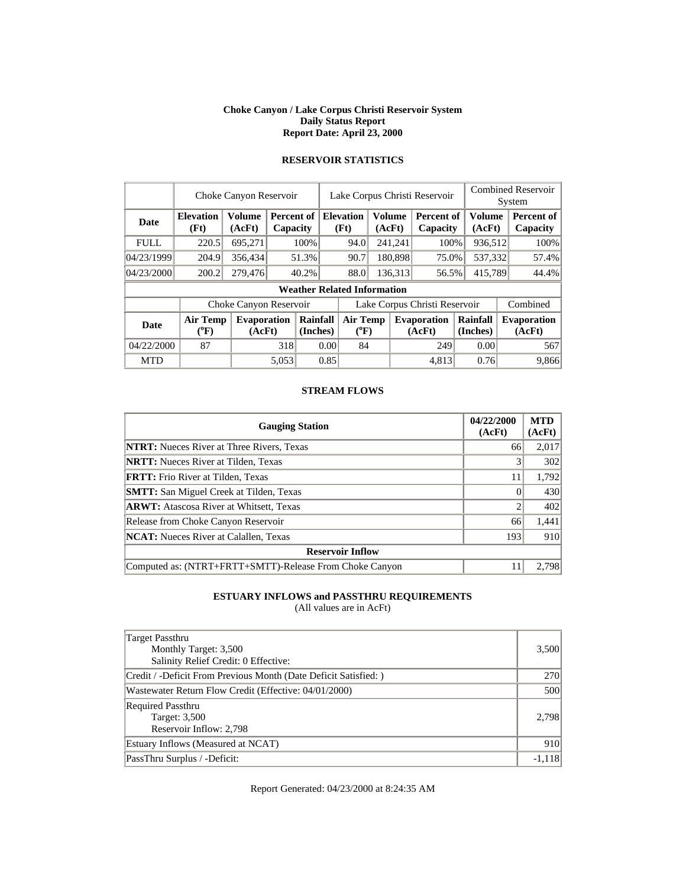**Choke Canyon / Lake Corpus Christi Reservoir System**
**Daily Status Report**
**Report Date: April 23, 2000**

## RESERVOIR STATISTICS

| | Choke Canyon Reservoir | | | Lake Corpus Christi Reservoir | | | Combined Reservoir System | |
|---|---|---|---|---|---|---|---|---|
| **Date** | **Elevation (Ft)** | **Volume (AcFt)** | **Percent of Capacity** | **Elevation (Ft)** | **Volume (AcFt)** | **Percent of Capacity** | **Volume (AcFt)** | **Percent of Capacity** |
| FULL | 220.5 | 695,271 | 100% | 94.0 | 241,241 | 100% | 936,512 | 100% |
| 04/23/1999 | 204.9 | 356,434 | 51.3% | 90.7 | 180,898 | 75.0% | 537,332 | 57.4% |
| 04/23/2000 | 200.2 | 279,476 | 40.2% | 88.0 | 136,313 | 56.5% | 415,789 | 44.4% |

**Weather Related Information**

| | Choke Canyon Reservoir | | | Lake Corpus Christi Reservoir | | | Combined |
|---|---|---|---|---|---|---|---|
| **Date** | **Air Temp (°F)** | **Evaporation (AcFt)** | **Rainfall (Inches)** | **Air Temp (°F)** | **Evaporation (AcFt)** | **Rainfall (Inches)** | **Evaporation (AcFt)** |
| 04/22/2000 | 87 | 318 | 0.00 | 84 | 249 | 0.00 | 567 |
| MTD | | 5,053 | 0.85 | | 4,813 | 0.76 | 9,866 |

## STREAM FLOWS

| Gauging Station | 04/22/2000 (AcFt) | MTD (AcFt) |
|---|---|---|
| **NTRT:** Nueces River at Three Rivers, Texas | 66 | 2,017 |
| **NRTT:** Nueces River at Tilden, Texas | 3 | 302 |
| **FRTT:** Frio River at Tilden, Texas | 11 | 1,792 |
| **SMTT:** San Miguel Creek at Tilden, Texas | 0 | 430 |
| **ARWT:** Atascosa River at Whitsett, Texas | 2 | 402 |
| Release from Choke Canyon Reservoir | 66 | 1,441 |
| **NCAT:** Nueces River at Calallen, Texas | 193 | 910 |
| **Reservoir Inflow** | | |
| Computed as: (NTRT+FRTT+SMTT)-Release From Choke Canyon | 11 | 2,798 |

## ESTUARY INFLOWS and PASSTHRU REQUIREMENTS

(All values are in AcFt)

| | |
|---|---|
| Target Passthru<br>Monthly Target: 3,500<br>Salinity Relief Credit: 0 Effective: | 3,500 |
| Credit / -Deficit From Previous Month (Date Deficit Satisfied: ) | 270 |
| Wastewater Return Flow Credit (Effective: 04/01/2000) | 500 |
| Required Passthru<br>Target: 3,500<br>Reservoir Inflow: 2,798 | 2,798 |
| Estuary Inflows (Measured at NCAT) | 910 |
| PassThru Surplus / -Deficit: | -1,118 |

Report Generated: 04/23/2000 at 8:24:35 AM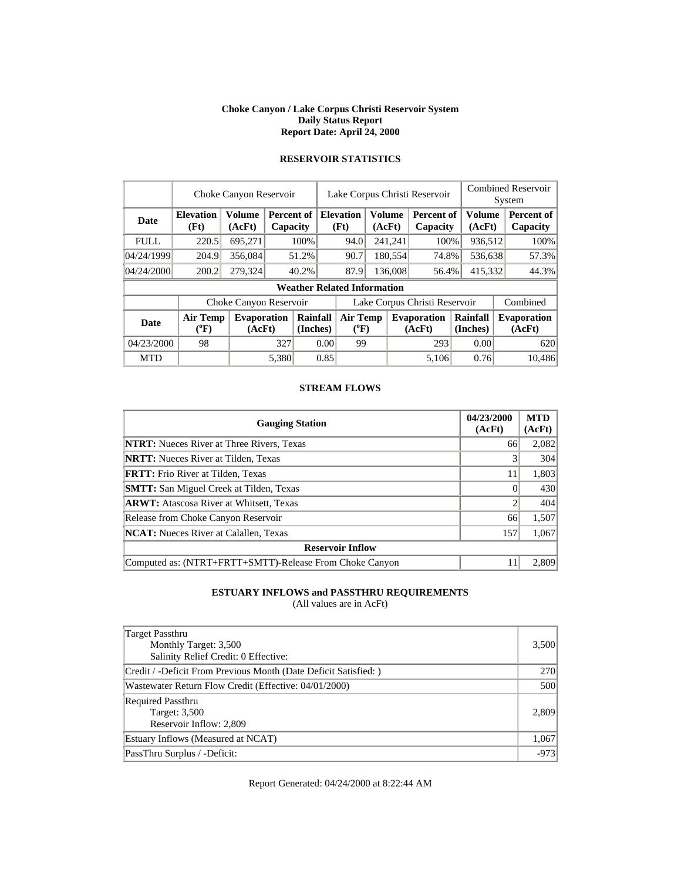**Choke Canyon / Lake Corpus Christi Reservoir System**
**Daily Status Report**
**Report Date: April 24, 2000**

## RESERVOIR STATISTICS

| | Choke Canyon Reservoir | | | Lake Corpus Christi Reservoir | | | Combined Reservoir System | |
|---|---|---|---|---|---|---|---|---|
| **Date** | **Elevation (Ft)** | **Volume (AcFt)** | **Percent of Capacity** | **Elevation (Ft)** | **Volume (AcFt)** | **Percent of Capacity** | **Volume (AcFt)** | **Percent of Capacity** |
| FULL | 220.5 | 695,271 | 100% | 94.0 | 241,241 | 100% | 936,512 | 100% |
| 04/24/1999 | 204.9 | 356,084 | 51.2% | 90.7 | 180,554 | 74.8% | 536,638 | 57.3% |
| 04/24/2000 | 200.2 | 279,324 | 40.2% | 87.9 | 136,008 | 56.4% | 415,332 | 44.3% |

**Weather Related Information**

| | Choke Canyon Reservoir | | | Lake Corpus Christi Reservoir | | | Combined |
|---|---|---|---|---|---|---|---|
| **Date** | **Air Temp (°F)** | **Evaporation (AcFt)** | **Rainfall (Inches)** | **Air Temp (°F)** | **Evaporation (AcFt)** | **Rainfall (Inches)** | **Evaporation (AcFt)** |
| 04/23/2000 | 98 | 327 | 0.00 | 99 | 293 | 0.00 | 620 |
| MTD | | 5,380 | 0.85 | | 5,106 | 0.76 | 10,486 |

## STREAM FLOWS

| Gauging Station | 04/23/2000 (AcFt) | MTD (AcFt) |
|---|---|---|
| **NTRT:** Nueces River at Three Rivers, Texas | 66 | 2,082 |
| **NRTT:** Nueces River at Tilden, Texas | 3 | 304 |
| **FRTT:** Frio River at Tilden, Texas | 11 | 1,803 |
| **SMTT:** San Miguel Creek at Tilden, Texas | 0 | 430 |
| **ARWT:** Atascosa River at Whitsett, Texas | 2 | 404 |
| Release from Choke Canyon Reservoir | 66 | 1,507 |
| **NCAT:** Nueces River at Calallen, Texas | 157 | 1,067 |
| **Reservoir Inflow** | | |
| Computed as: (NTRT+FRTT+SMTT)-Release From Choke Canyon | 11 | 2,809 |

## ESTUARY INFLOWS and PASSTHRU REQUIREMENTS
(All values are in AcFt)

| | |
|---|---|
| Target Passthru<br>Monthly Target: 3,500<br>Salinity Relief Credit: 0 Effective: | 3,500 |
| Credit / -Deficit From Previous Month (Date Deficit Satisfied: ) | 270 |
| Wastewater Return Flow Credit (Effective: 04/01/2000) | 500 |
| Required Passthru<br>Target: 3,500<br>Reservoir Inflow: 2,809 | 2,809 |
| Estuary Inflows (Measured at NCAT) | 1,067 |
| PassThru Surplus / -Deficit: | -973 |

Report Generated: 04/24/2000 at 8:22:44 AM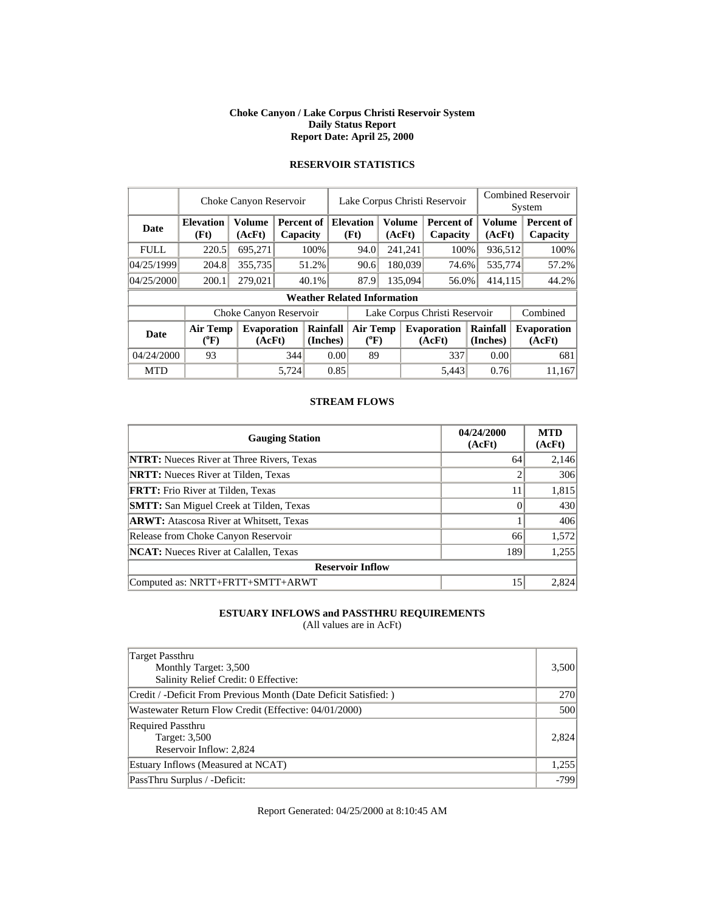**Choke Canyon / Lake Corpus Christi Reservoir System**
**Daily Status Report**
**Report Date: April 25, 2000**

### RESERVOIR STATISTICS

| | Choke Canyon Reservoir | | | Lake Corpus Christi Reservoir | | | Combined Reservoir System | |
|---|---|---|---|---|---|---|---|---|
| **Date** | **Elevation (Ft)** | **Volume (AcFt)** | **Percent of Capacity** | **Elevation (Ft)** | **Volume (AcFt)** | **Percent of Capacity** | **Volume (AcFt)** | **Percent of Capacity** |
| FULL | 220.5 | 695,271 | 100% | 94.0 | 241,241 | 100% | 936,512 | 100% |
| 04/25/1999 | 204.8 | 355,735 | 51.2% | 90.6 | 180,039 | 74.6% | 535,774 | 57.2% |
| 04/25/2000 | 200.1 | 279,021 | 40.1% | 87.9 | 135,094 | 56.0% | 414,115 | 44.2% |

**Weather Related Information**

| | Choke Canyon Reservoir | | | Lake Corpus Christi Reservoir | | | Combined |
|---|---|---|---|---|---|---|---|
| **Date** | **Air Temp (°F)** | **Evaporation (AcFt)** | **Rainfall (Inches)** | **Air Temp (°F)** | **Evaporation (AcFt)** | **Rainfall (Inches)** | **Evaporation (AcFt)** |
| 04/24/2000 | 93 | 344 | 0.00 | 89 | 337 | 0.00 | 681 |
| MTD | | 5,724 | 0.85 | | 5,443 | 0.76 | 11,167 |

### STREAM FLOWS

| Gauging Station | 04/24/2000 (AcFt) | MTD (AcFt) |
|---|---|---|
| **NTRT:** Nueces River at Three Rivers, Texas | 64 | 2,146 |
| **NRTT:** Nueces River at Tilden, Texas | 2 | 306 |
| **FRTT:** Frio River at Tilden, Texas | 11 | 1,815 |
| **SMTT:** San Miguel Creek at Tilden, Texas | 0 | 430 |
| **ARWT:** Atascosa River at Whitsett, Texas | 1 | 406 |
| Release from Choke Canyon Reservoir | 66 | 1,572 |
| **NCAT:** Nueces River at Calallen, Texas | 189 | 1,255 |
| **Reservoir Inflow** | | |
| Computed as: NRTT+FRTT+SMTT+ARWT | 15 | 2,824 |

### ESTUARY INFLOWS and PASSTHRU REQUIREMENTS
(All values are in AcFt)

| | |
|---|---|
| Target Passthru<br>Monthly Target: 3,500<br>Salinity Relief Credit: 0 Effective: | 3,500 |
| Credit / -Deficit From Previous Month (Date Deficit Satisfied: ) | 270 |
| Wastewater Return Flow Credit (Effective: 04/01/2000) | 500 |
| Required Passthru<br>Target: 3,500<br>Reservoir Inflow: 2,824 | 2,824 |
| Estuary Inflows (Measured at NCAT) | 1,255 |
| PassThru Surplus / -Deficit: | -799 |

Report Generated: 04/25/2000 at 8:10:45 AM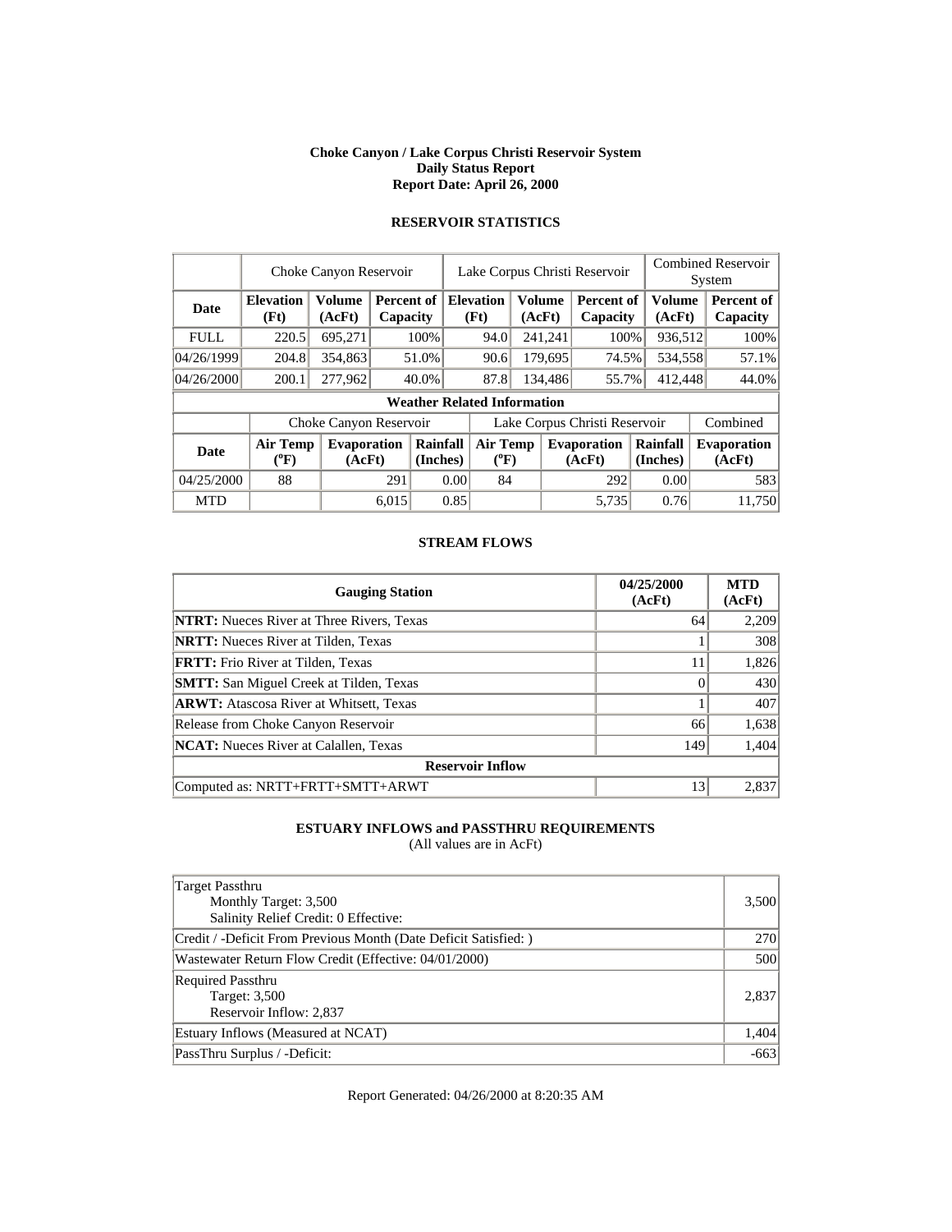**Choke Canyon / Lake Corpus Christi Reservoir System**
**Daily Status Report**
**Report Date: April 26, 2000**

## RESERVOIR STATISTICS

| | Choke Canyon Reservoir | | | Lake Corpus Christi Reservoir | | | Combined Reservoir System | |
|---|---|---|---|---|---|---|---|---|
| **Date** | **Elevation (Ft)** | **Volume (AcFt)** | **Percent of Capacity** | **Elevation (Ft)** | **Volume (AcFt)** | **Percent of Capacity** | **Volume (AcFt)** | **Percent of Capacity** |
| FULL | 220.5 | 695,271 | 100% | 94.0 | 241,241 | 100% | 936,512 | 100% |
| 04/26/1999 | 204.8 | 354,863 | 51.0% | 90.6 | 179,695 | 74.5% | 534,558 | 57.1% |
| 04/26/2000 | 200.1 | 277,962 | 40.0% | 87.8 | 134,486 | 55.7% | 412,448 | 44.0% |

**Weather Related Information**

| | Choke Canyon Reservoir | | | Lake Corpus Christi Reservoir | | | Combined |
|---|---|---|---|---|---|---|---|
| **Date** | **Air Temp (°F)** | **Evaporation (AcFt)** | **Rainfall (Inches)** | **Air Temp (°F)** | **Evaporation (AcFt)** | **Rainfall (Inches)** | **Evaporation (AcFt)** |
| 04/25/2000 | 88 | 291 | 0.00 | 84 | 292 | 0.00 | 583 |
| MTD | | 6,015 | 0.85 | | 5,735 | 0.76 | 11,750 |

## STREAM FLOWS

| Gauging Station | 04/25/2000 (AcFt) | MTD (AcFt) |
|---|---|---|
| **NTRT:** Nueces River at Three Rivers, Texas | 64 | 2,209 |
| **NRTT:** Nueces River at Tilden, Texas | 1 | 308 |
| **FRTT:** Frio River at Tilden, Texas | 11 | 1,826 |
| **SMTT:** San Miguel Creek at Tilden, Texas | 0 | 430 |
| **ARWT:** Atascosa River at Whitsett, Texas | 1 | 407 |
| Release from Choke Canyon Reservoir | 66 | 1,638 |
| **NCAT:** Nueces River at Calallen, Texas | 149 | 1,404 |
| **Reservoir Inflow** | | |
| Computed as: NRTT+FRTT+SMTT+ARWT | 13 | 2,837 |

## ESTUARY INFLOWS and PASSTHRU REQUIREMENTS

(All values are in AcFt)

| | |
|---|---|
| Target Passthru<br>Monthly Target: 3,500<br>Salinity Relief Credit: 0 Effective: | 3,500 |
| Credit / -Deficit From Previous Month (Date Deficit Satisfied: ) | 270 |
| Wastewater Return Flow Credit (Effective: 04/01/2000) | 500 |
| Required Passthru<br>Target: 3,500<br>Reservoir Inflow: 2,837 | 2,837 |
| Estuary Inflows (Measured at NCAT) | 1,404 |
| PassThru Surplus / -Deficit: | -663 |

Report Generated: 04/26/2000 at 8:20:35 AM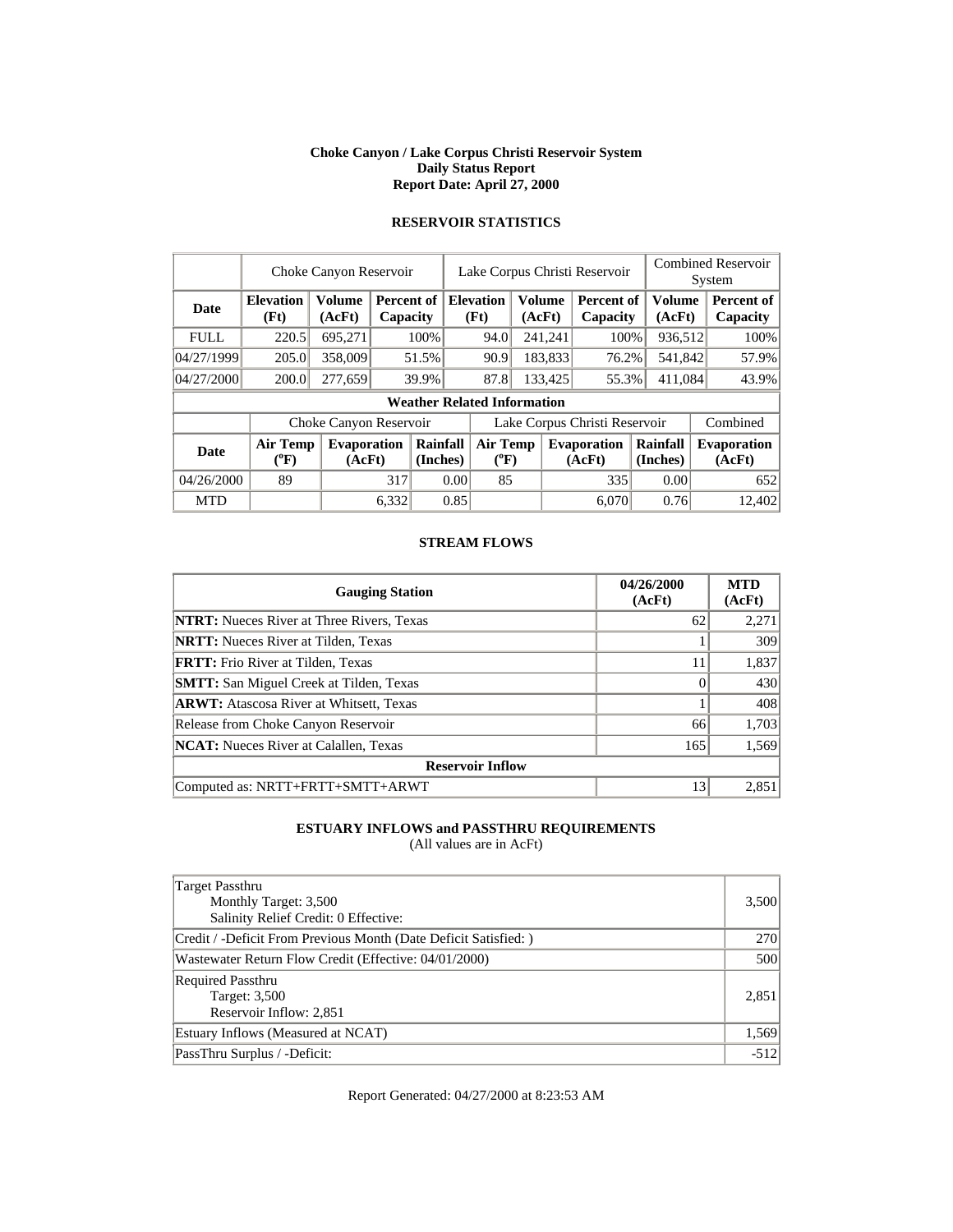**Choke Canyon / Lake Corpus Christi Reservoir System**
**Daily Status Report**
**Report Date: April 27, 2000**

## RESERVOIR STATISTICS

| | Choke Canyon Reservoir | | | Lake Corpus Christi Reservoir | | | Combined Reservoir System | |
|---|---|---|---|---|---|---|---|---|
| **Date** | **Elevation (Ft)** | **Volume (AcFt)** | **Percent of Capacity** | **Elevation (Ft)** | **Volume (AcFt)** | **Percent of Capacity** | **Volume (AcFt)** | **Percent of Capacity** |
| FULL | 220.5 | 695,271 | 100% | 94.0 | 241,241 | 100% | 936,512 | 100% |
| 04/27/1999 | 205.0 | 358,009 | 51.5% | 90.9 | 183,833 | 76.2% | 541,842 | 57.9% |
| 04/27/2000 | 200.0 | 277,659 | 39.9% | 87.8 | 133,425 | 55.3% | 411,084 | 43.9% |

**Weather Related Information**

| | Choke Canyon Reservoir | | | Lake Corpus Christi Reservoir | | | Combined |
|---|---|---|---|---|---|---|---|
| **Date** | **Air Temp (ºF)** | **Evaporation (AcFt)** | **Rainfall (Inches)** | **Air Temp (ºF)** | **Evaporation (AcFt)** | **Rainfall (Inches)** | **Evaporation (AcFt)** |
| 04/26/2000 | 89 | 317 | 0.00 | 85 | 335 | 0.00 | 652 |
| MTD | | 6,332 | 0.85 | | 6,070 | 0.76 | 12,402 |

## STREAM FLOWS

| Gauging Station | 04/26/2000 (AcFt) | MTD (AcFt) |
|---|---|---|
| **NTRT:** Nueces River at Three Rivers, Texas | 62 | 2,271 |
| **NRTT:** Nueces River at Tilden, Texas | 1 | 309 |
| **FRTT:** Frio River at Tilden, Texas | 11 | 1,837 |
| **SMTT:** San Miguel Creek at Tilden, Texas | 0 | 430 |
| **ARWT:** Atascosa River at Whitsett, Texas | 1 | 408 |
| Release from Choke Canyon Reservoir | 66 | 1,703 |
| **NCAT:** Nueces River at Calallen, Texas | 165 | 1,569 |
| **Reservoir Inflow** | | |
| Computed as: NRTT+FRTT+SMTT+ARWT | 13 | 2,851 |

## ESTUARY INFLOWS and PASSTHRU REQUIREMENTS

(All values are in AcFt)

| | |
|---|---|
| Target Passthru<br>Monthly Target: 3,500<br>Salinity Relief Credit: 0 Effective: | 3,500 |
| Credit / -Deficit From Previous Month (Date Deficit Satisfied: ) | 270 |
| Wastewater Return Flow Credit (Effective: 04/01/2000) | 500 |
| Required Passthru<br>Target: 3,500<br>Reservoir Inflow: 2,851 | 2,851 |
| Estuary Inflows (Measured at NCAT) | 1,569 |
| PassThru Surplus / -Deficit: | -512 |

Report Generated: 04/27/2000 at 8:23:53 AM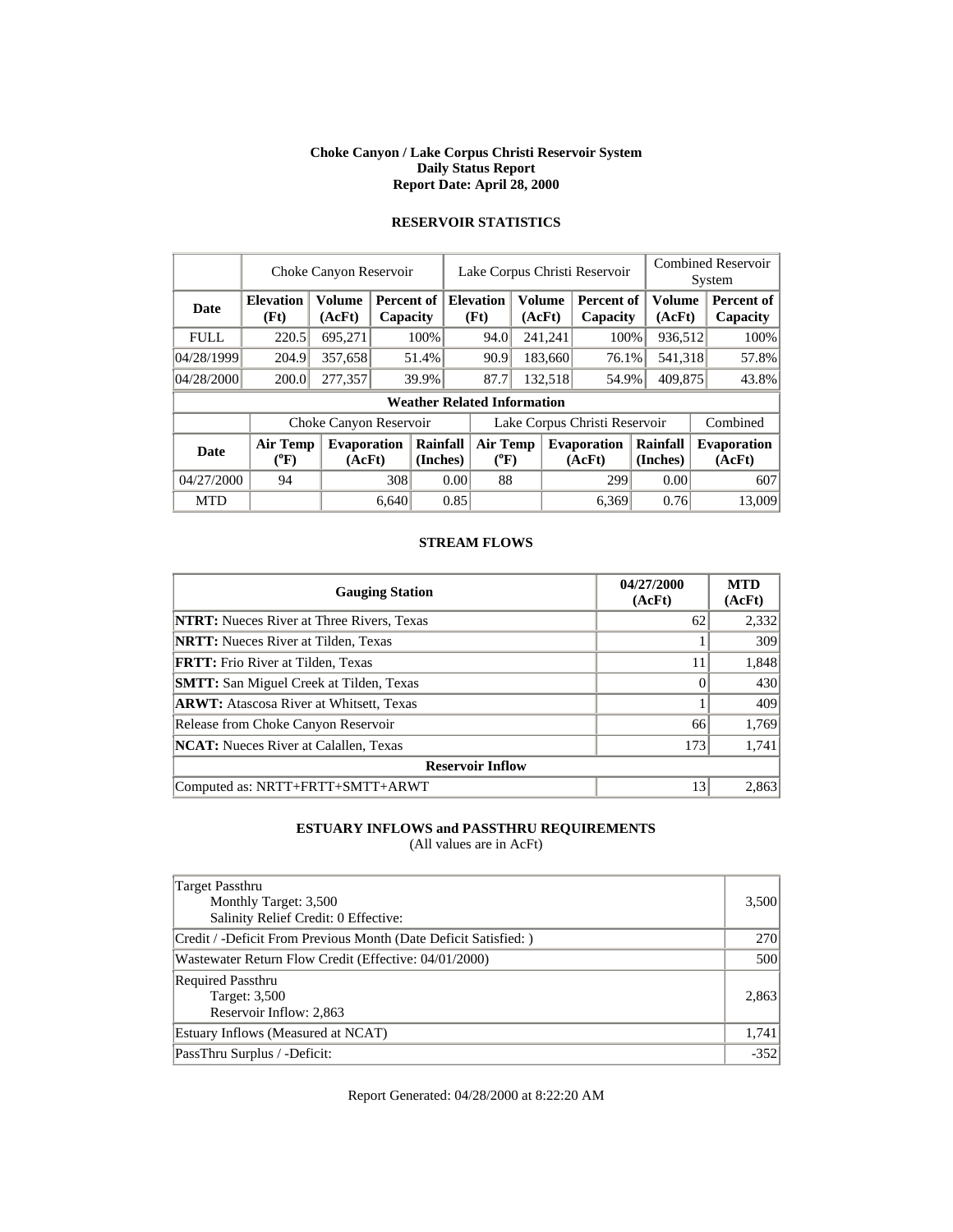**Choke Canyon / Lake Corpus Christi Reservoir System**
**Daily Status Report**
**Report Date: April 28, 2000**

## RESERVOIR STATISTICS

| | Choke Canyon Reservoir | | | Lake Corpus Christi Reservoir | | | Combined Reservoir System | |
|---|---|---|---|---|---|---|---|---|
| **Date** | **Elevation (Ft)** | **Volume (AcFt)** | **Percent of Capacity** | **Elevation (Ft)** | **Volume (AcFt)** | **Percent of Capacity** | **Volume (AcFt)** | **Percent of Capacity** |
| FULL | 220.5 | 695,271 | 100% | 94.0 | 241,241 | 100% | 936,512 | 100% |
| 04/28/1999 | 204.9 | 357,658 | 51.4% | 90.9 | 183,660 | 76.1% | 541,318 | 57.8% |
| 04/28/2000 | 200.0 | 277,357 | 39.9% | 87.7 | 132,518 | 54.9% | 409,875 | 43.8% |

**Weather Related Information**

| | Choke Canyon Reservoir | | | Lake Corpus Christi Reservoir | | | Combined |
|---|---|---|---|---|---|---|---|
| **Date** | **Air Temp (°F)** | **Evaporation (AcFt)** | **Rainfall (Inches)** | **Air Temp (°F)** | **Evaporation (AcFt)** | **Rainfall (Inches)** | **Evaporation (AcFt)** |
| 04/27/2000 | 94 | 308 | 0.00 | 88 | 299 | 0.00 | 607 |
| MTD | | 6,640 | 0.85 | | 6,369 | 0.76 | 13,009 |

## STREAM FLOWS

| **Gauging Station** | **04/27/2000 (AcFt)** | **MTD (AcFt)** |
|---|---|---|
| **NTRT:** Nueces River at Three Rivers, Texas | 62 | 2,332 |
| **NRTT:** Nueces River at Tilden, Texas | 1 | 309 |
| **FRTT:** Frio River at Tilden, Texas | 11 | 1,848 |
| **SMTT:** San Miguel Creek at Tilden, Texas | 0 | 430 |
| **ARWT:** Atascosa River at Whitsett, Texas | 1 | 409 |
| Release from Choke Canyon Reservoir | 66 | 1,769 |
| **NCAT:** Nueces River at Calallen, Texas | 173 | 1,741 |
| **Reservoir Inflow** | | |
| Computed as: NRTT+FRTT+SMTT+ARWT | 13 | 2,863 |

## ESTUARY INFLOWS and PASSTHRU REQUIREMENTS

(All values are in AcFt)

| | |
|---|---|
| Target Passthru<br>Monthly Target: 3,500<br>Salinity Relief Credit: 0 Effective: | 3,500 |
| Credit / -Deficit From Previous Month (Date Deficit Satisfied: ) | 270 |
| Wastewater Return Flow Credit (Effective: 04/01/2000) | 500 |
| Required Passthru<br>Target: 3,500<br>Reservoir Inflow: 2,863 | 2,863 |
| Estuary Inflows (Measured at NCAT) | 1,741 |
| PassThru Surplus / -Deficit: | -352 |

Report Generated: 04/28/2000 at 8:22:20 AM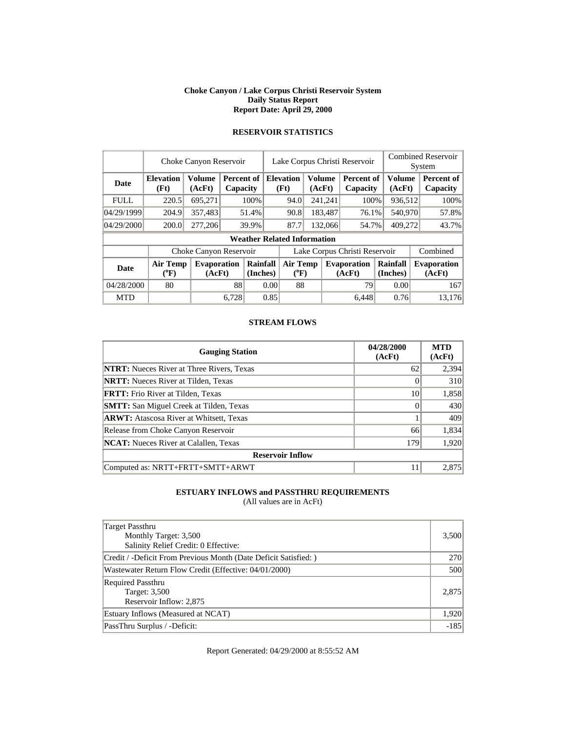**Choke Canyon / Lake Corpus Christi Reservoir System**
**Daily Status Report**
**Report Date: April 29, 2000**

## RESERVOIR STATISTICS

| | Choke Canyon Reservoir | | | Lake Corpus Christi Reservoir | | | Combined Reservoir System | |
|---|---|---|---|---|---|---|---|---|
| **Date** | **Elevation (Ft)** | **Volume (AcFt)** | **Percent of Capacity** | **Elevation (Ft)** | **Volume (AcFt)** | **Percent of Capacity** | **Volume (AcFt)** | **Percent of Capacity** |
| FULL | 220.5 | 695,271 | 100% | 94.0 | 241,241 | 100% | 936,512 | 100% |
| 04/29/1999 | 204.9 | 357,483 | 51.4% | 90.8 | 183,487 | 76.1% | 540,970 | 57.8% |
| 04/29/2000 | 200.0 | 277,206 | 39.9% | 87.7 | 132,066 | 54.7% | 409,272 | 43.7% |

**Weather Related Information**

| | Choke Canyon Reservoir | | | Lake Corpus Christi Reservoir | | | Combined |
|---|---|---|---|---|---|---|---|
| **Date** | **Air Temp (°F)** | **Evaporation (AcFt)** | **Rainfall (Inches)** | **Air Temp (°F)** | **Evaporation (AcFt)** | **Rainfall (Inches)** | **Evaporation (AcFt)** |
| 04/28/2000 | 80 | 88 | 0.00 | 88 | 79 | 0.00 | 167 |
| MTD | | 6,728 | 0.85 | | 6,448 | 0.76 | 13,176 |

## STREAM FLOWS

| Gauging Station | 04/28/2000 (AcFt) | MTD (AcFt) |
|---|---|---|
| **NTRT:** Nueces River at Three Rivers, Texas | 62 | 2,394 |
| **NRTT:** Nueces River at Tilden, Texas | 0 | 310 |
| **FRTT:** Frio River at Tilden, Texas | 10 | 1,858 |
| **SMTT:** San Miguel Creek at Tilden, Texas | 0 | 430 |
| **ARWT:** Atascosa River at Whitsett, Texas | 1 | 409 |
| Release from Choke Canyon Reservoir | 66 | 1,834 |
| **NCAT:** Nueces River at Calallen, Texas | 179 | 1,920 |
| **Reservoir Inflow** | | |
| Computed as: NRTT+FRTT+SMTT+ARWT | 11 | 2,875 |

## ESTUARY INFLOWS and PASSTHRU REQUIREMENTS

(All values are in AcFt)

| | |
|---|---|
| Target Passthru<br>Monthly Target: 3,500<br>Salinity Relief Credit: 0 Effective: | 3,500 |
| Credit / -Deficit From Previous Month (Date Deficit Satisfied: ) | 270 |
| Wastewater Return Flow Credit (Effective: 04/01/2000) | 500 |
| Required Passthru<br>Target: 3,500<br>Reservoir Inflow: 2,875 | 2,875 |
| Estuary Inflows (Measured at NCAT) | 1,920 |
| PassThru Surplus / -Deficit: | -185 |

Report Generated: 04/29/2000 at 8:55:52 AM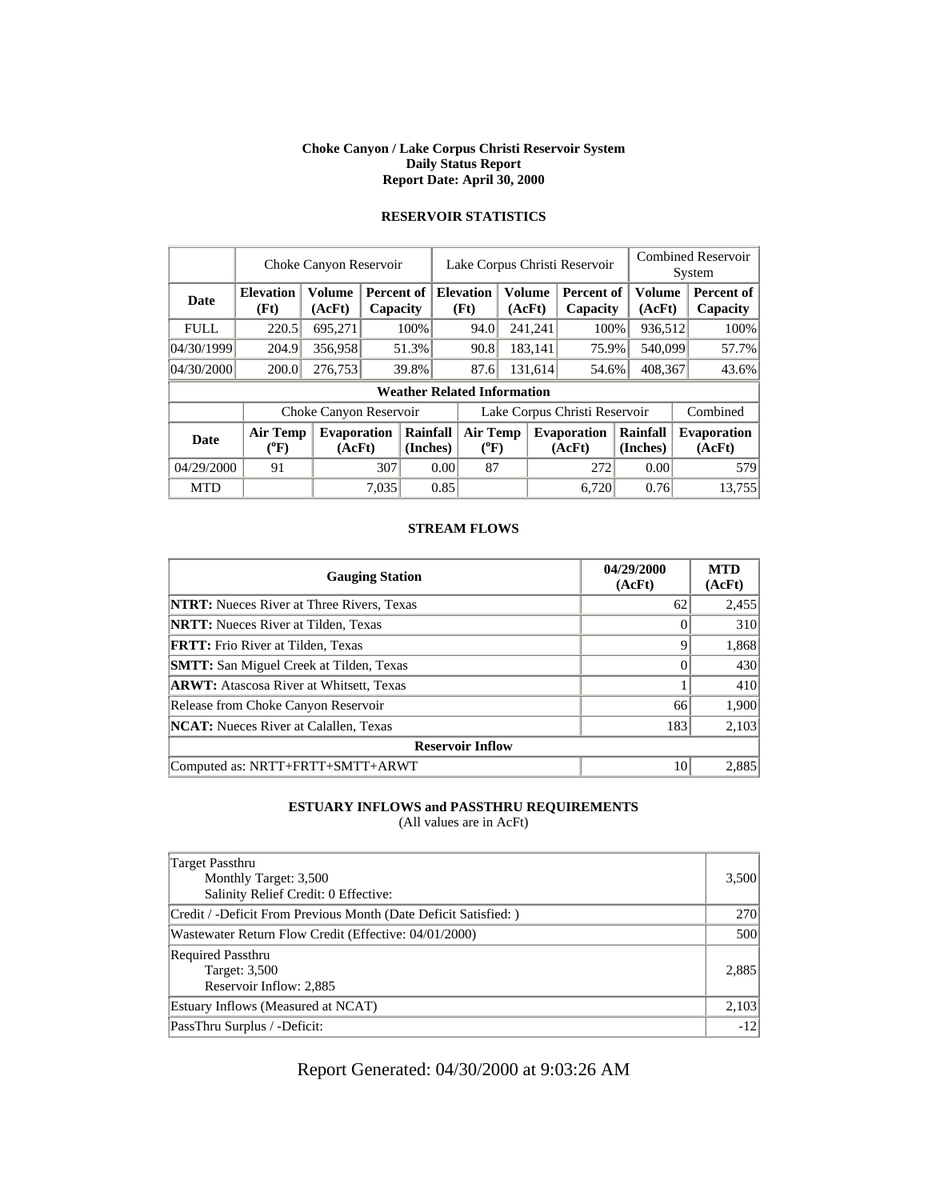**Choke Canyon / Lake Corpus Christi Reservoir System**
**Daily Status Report**
**Report Date: April 30, 2000**

## RESERVOIR STATISTICS

| | Choke Canyon Reservoir | | | Lake Corpus Christi Reservoir | | | Combined Reservoir System | |
|---|---|---|---|---|---|---|---|---|
| **Date** | **Elevation (Ft)** | **Volume (AcFt)** | **Percent of Capacity** | **Elevation (Ft)** | **Volume (AcFt)** | **Percent of Capacity** | **Volume (AcFt)** | **Percent of Capacity** |
| FULL | 220.5 | 695,271 | 100% | 94.0 | 241,241 | 100% | 936,512 | 100% |
| 04/30/1999 | 204.9 | 356,958 | 51.3% | 90.8 | 183,141 | 75.9% | 540,099 | 57.7% |
| 04/30/2000 | 200.0 | 276,753 | 39.8% | 87.6 | 131,614 | 54.6% | 408,367 | 43.6% |

**Weather Related Information**

| | Choke Canyon Reservoir | | | Lake Corpus Christi Reservoir | | | Combined |
|---|---|---|---|---|---|---|---|
| **Date** | **Air Temp (°F)** | **Evaporation (AcFt)** | **Rainfall (Inches)** | **Air Temp (°F)** | **Evaporation (AcFt)** | **Rainfall (Inches)** | **Evaporation (AcFt)** |
| 04/29/2000 | 91 | 307 | 0.00 | 87 | 272 | 0.00 | 579 |
| MTD | | 7,035 | 0.85 | | 6,720 | 0.76 | 13,755 |

## STREAM FLOWS

| Gauging Station | 04/29/2000 (AcFt) | MTD (AcFt) |
|---|---|---|
| **NTRT:** Nueces River at Three Rivers, Texas | 62 | 2,455 |
| **NRTT:** Nueces River at Tilden, Texas | 0 | 310 |
| **FRTT:** Frio River at Tilden, Texas | 9 | 1,868 |
| **SMTT:** San Miguel Creek at Tilden, Texas | 0 | 430 |
| **ARWT:** Atascosa River at Whitsett, Texas | 1 | 410 |
| Release from Choke Canyon Reservoir | 66 | 1,900 |
| **NCAT:** Nueces River at Calallen, Texas | 183 | 2,103 |
| **Reservoir Inflow** | | |
| Computed as: NRTT+FRTT+SMTT+ARWT | 10 | 2,885 |

## ESTUARY INFLOWS and PASSTHRU REQUIREMENTS

(All values are in AcFt)

| | |
|---|---|
| Target Passthru<br>Monthly Target: 3,500<br>Salinity Relief Credit: 0 Effective: | 3,500 |
| Credit / -Deficit From Previous Month (Date Deficit Satisfied: ) | 270 |
| Wastewater Return Flow Credit (Effective: 04/01/2000) | 500 |
| Required Passthru<br>Target: 3,500<br>Reservoir Inflow: 2,885 | 2,885 |
| Estuary Inflows (Measured at NCAT) | 2,103 |
| PassThru Surplus / -Deficit: | -12 |

Report Generated: 04/30/2000 at 9:03:26 AM